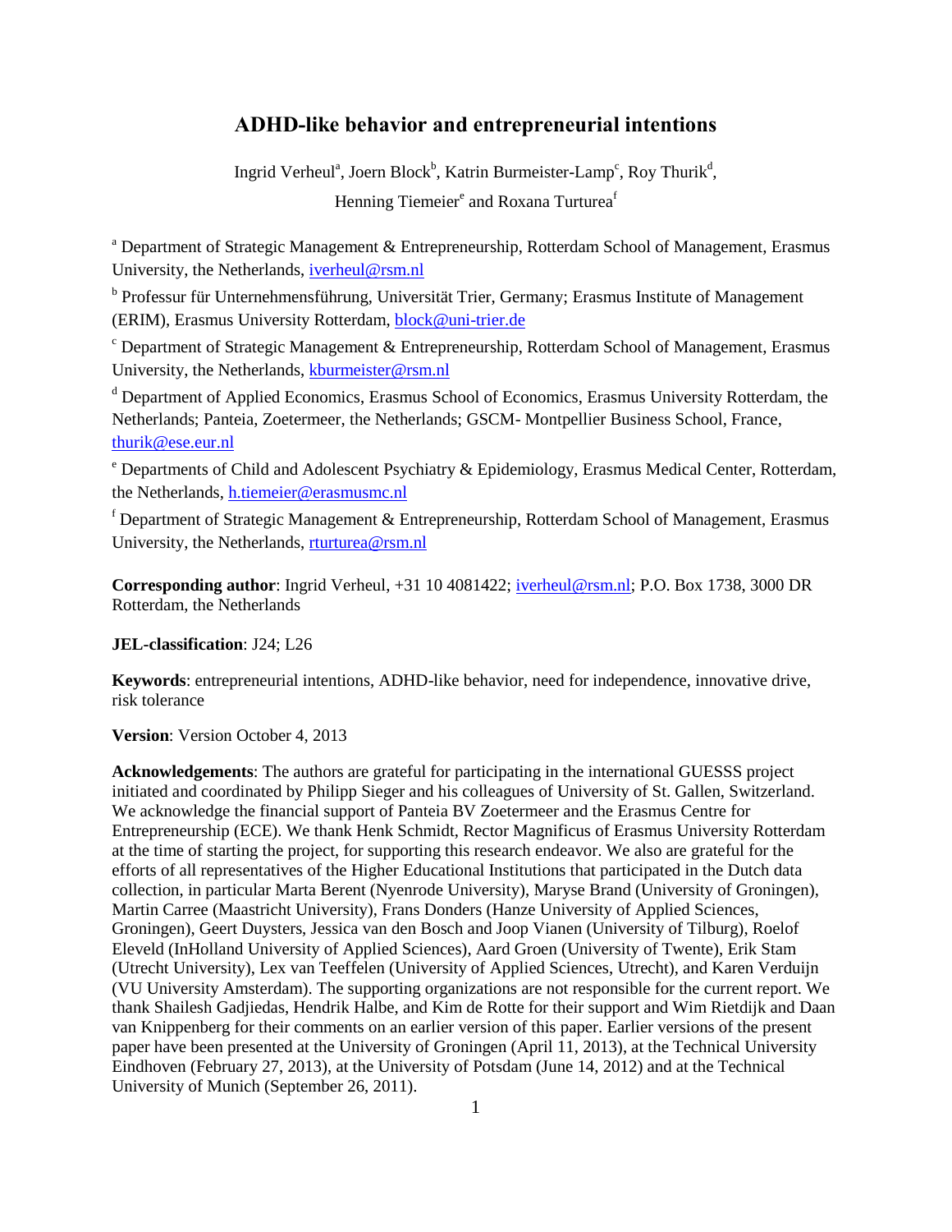# ADHD-like behavior and entrepreneurial intentions

Ingrid Verheul[a], Joern Block[b], Katrin Burmeister-Lamp[c], Roy Thurik[d], Henning Tiemeier[e] and Roxana Turturea[f]

[a] Department of Strategic Management & Entrepreneurship, Rotterdam School of Management, Erasmus University, the Netherlands, iverheul@rsm.nl

[b] Professur für Unternehmensführung, Universität Trier, Germany; Erasmus Institute of Management (ERIM), Erasmus University Rotterdam, block@uni-trier.de

[c] Department of Strategic Management & Entrepreneurship, Rotterdam School of Management, Erasmus University, the Netherlands, kburmeister@rsm.nl

[d] Department of Applied Economics, Erasmus School of Economics, Erasmus University Rotterdam, the Netherlands; Panteia, Zoetermeer, the Netherlands; GSCM- Montpellier Business School, France, thurik@ese.eur.nl

[e] Departments of Child and Adolescent Psychiatry & Epidemiology, Erasmus Medical Center, Rotterdam, the Netherlands, h.tiemeier@erasmusmc.nl

[f] Department of Strategic Management & Entrepreneurship, Rotterdam School of Management, Erasmus University, the Netherlands, rturturea@rsm.nl

**Corresponding author**: Ingrid Verheul, +31 10 4081422; iverheul@rsm.nl; P.O. Box 1738, 3000 DR Rotterdam, the Netherlands

**JEL-classification**: J24; L26

**Keywords**: entrepreneurial intentions, ADHD-like behavior, need for independence, innovative drive, risk tolerance

**Version**: Version October 4, 2013

**Acknowledgements**: The authors are grateful for participating in the international GUESSS project initiated and coordinated by Philipp Sieger and his colleagues of University of St. Gallen, Switzerland. We acknowledge the financial support of Panteia BV Zoetermeer and the Erasmus Centre for Entrepreneurship (ECE). We thank Henk Schmidt, Rector Magnificus of Erasmus University Rotterdam at the time of starting the project, for supporting this research endeavor. We also are grateful for the efforts of all representatives of the Higher Educational Institutions that participated in the Dutch data collection, in particular Marta Berent (Nyenrode University), Maryse Brand (University of Groningen), Martin Carree (Maastricht University), Frans Donders (Hanze University of Applied Sciences, Groningen), Geert Duysters, Jessica van den Bosch and Joop Vianen (University of Tilburg), Roelof Eleveld (InHolland University of Applied Sciences), Aard Groen (University of Twente), Erik Stam (Utrecht University), Lex van Teeffelen (University of Applied Sciences, Utrecht), and Karen Verduijn (VU University Amsterdam). The supporting organizations are not responsible for the current report. We thank Shailesh Gadjiedas, Hendrik Halbe, and Kim de Rotte for their support and Wim Rietdijk and Daan van Knippenberg for their comments on an earlier version of this paper. Earlier versions of the present paper have been presented at the University of Groningen (April 11, 2013), at the Technical University Eindhoven (February 27, 2013), at the University of Potsdam (June 14, 2012) and at the Technical University of Munich (September 26, 2011).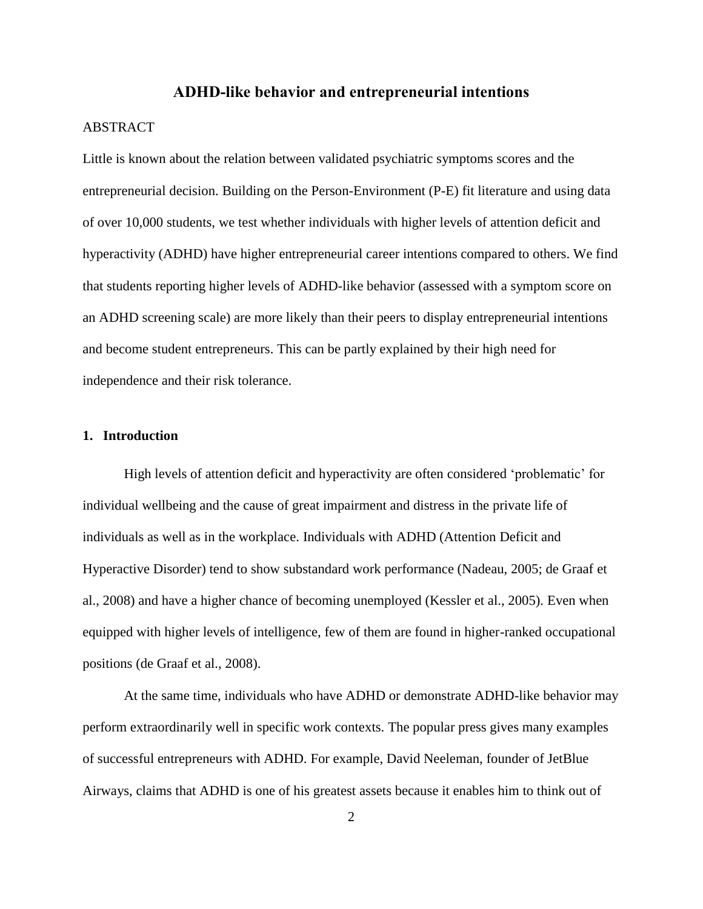# ADHD-like behavior and entrepreneurial intentions

ABSTRACT

Little is known about the relation between validated psychiatric symptoms scores and the entrepreneurial decision. Building on the Person-Environment (P-E) fit literature and using data of over 10,000 students, we test whether individuals with higher levels of attention deficit and hyperactivity (ADHD) have higher entrepreneurial career intentions compared to others. We find that students reporting higher levels of ADHD-like behavior (assessed with a symptom score on an ADHD screening scale) are more likely than their peers to display entrepreneurial intentions and become student entrepreneurs. This can be partly explained by their high need for independence and their risk tolerance.

## 1. Introduction

High levels of attention deficit and hyperactivity are often considered 'problematic' for individual wellbeing and the cause of great impairment and distress in the private life of individuals as well as in the workplace. Individuals with ADHD (Attention Deficit and Hyperactive Disorder) tend to show substandard work performance (Nadeau, 2005; de Graaf et al., 2008) and have a higher chance of becoming unemployed (Kessler et al., 2005). Even when equipped with higher levels of intelligence, few of them are found in higher-ranked occupational positions (de Graaf et al., 2008).

At the same time, individuals who have ADHD or demonstrate ADHD-like behavior may perform extraordinarily well in specific work contexts. The popular press gives many examples of successful entrepreneurs with ADHD. For example, David Neeleman, founder of JetBlue Airways, claims that ADHD is one of his greatest assets because it enables him to think out of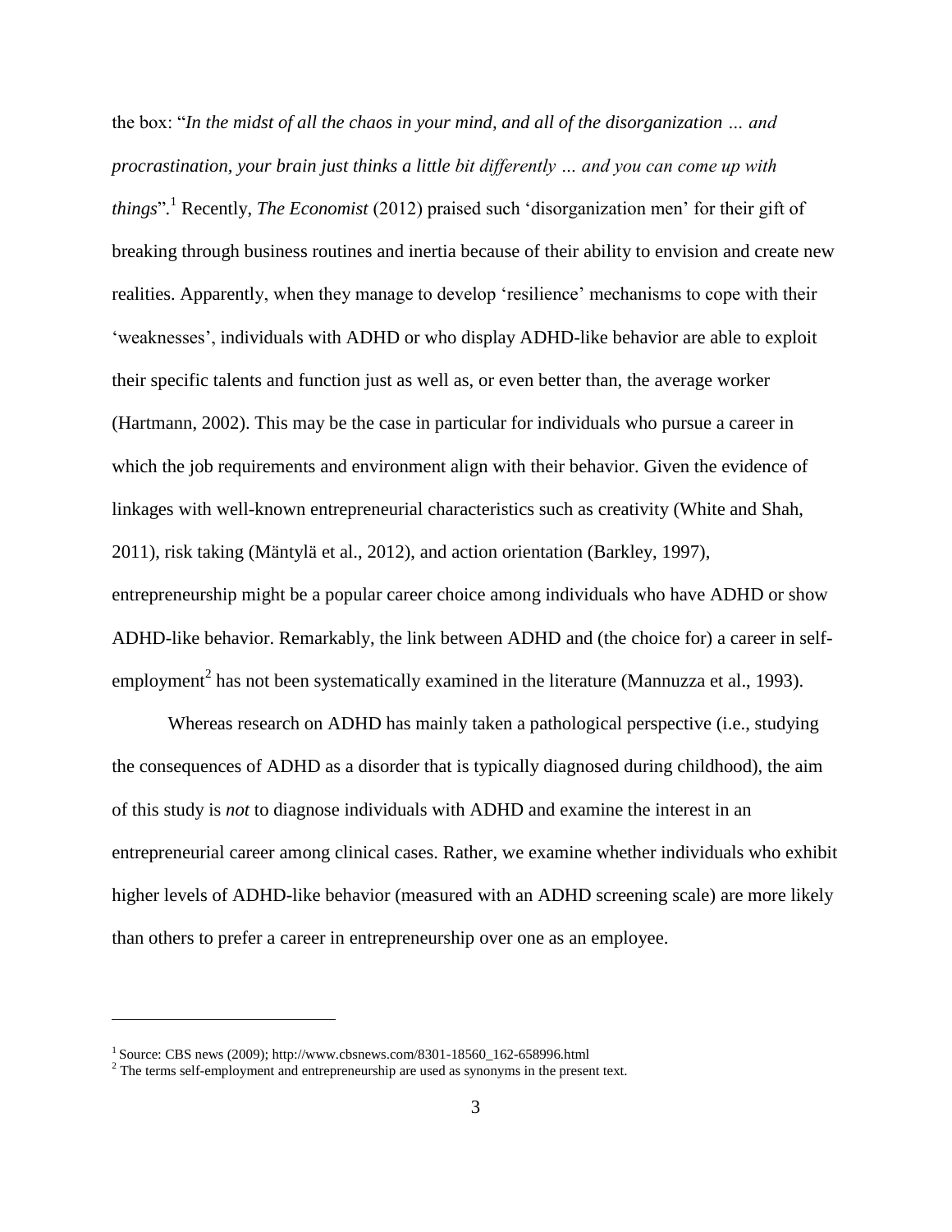the box: "*In the midst of all the chaos in your mind, and all of the disorganization … and procrastination, your brain just thinks a little bit differently … and you can come up with things*".[1] Recently, *The Economist* (2012) praised such 'disorganization men' for their gift of breaking through business routines and inertia because of their ability to envision and create new realities. Apparently, when they manage to develop 'resilience' mechanisms to cope with their 'weaknesses', individuals with ADHD or who display ADHD-like behavior are able to exploit their specific talents and function just as well as, or even better than, the average worker (Hartmann, 2002). This may be the case in particular for individuals who pursue a career in which the job requirements and environment align with their behavior. Given the evidence of linkages with well-known entrepreneurial characteristics such as creativity (White and Shah, 2011), risk taking (Mäntylä et al., 2012), and action orientation (Barkley, 1997), entrepreneurship might be a popular career choice among individuals who have ADHD or show ADHD-like behavior. Remarkably, the link between ADHD and (the choice for) a career in self-employment[2] has not been systematically examined in the literature (Mannuzza et al., 1993).

Whereas research on ADHD has mainly taken a pathological perspective (i.e., studying the consequences of ADHD as a disorder that is typically diagnosed during childhood), the aim of this study is *not* to diagnose individuals with ADHD and examine the interest in an entrepreneurial career among clinical cases. Rather, we examine whether individuals who exhibit higher levels of ADHD-like behavior (measured with an ADHD screening scale) are more likely than others to prefer a career in entrepreneurship over one as an employee.

[1] Source: CBS news (2009); http://www.cbsnews.com/8301-18560_162-658996.html

[2] The terms self-employment and entrepreneurship are used as synonyms in the present text.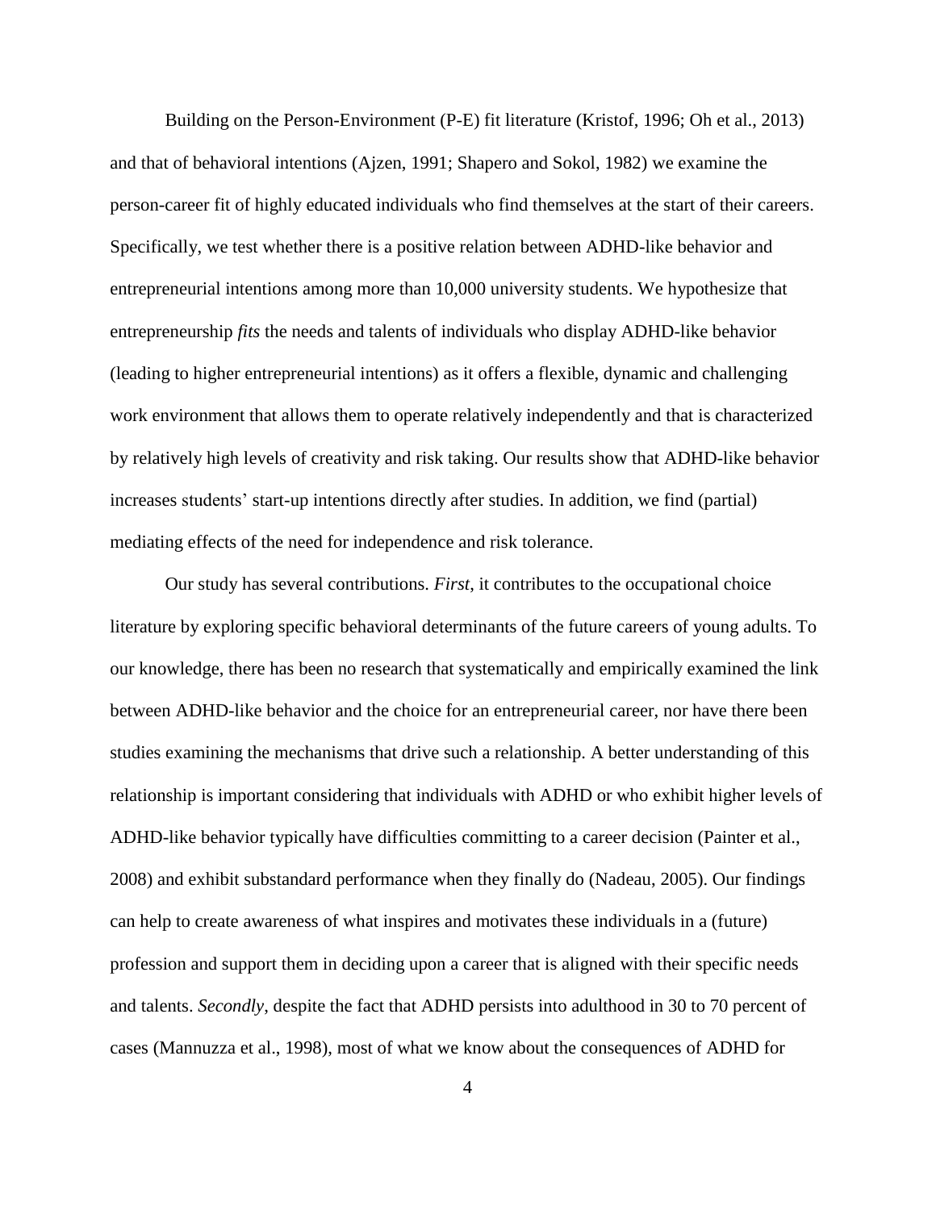Building on the Person-Environment (P-E) fit literature (Kristof, 1996; Oh et al., 2013) and that of behavioral intentions (Ajzen, 1991; Shapero and Sokol, 1982) we examine the person-career fit of highly educated individuals who find themselves at the start of their careers. Specifically, we test whether there is a positive relation between ADHD-like behavior and entrepreneurial intentions among more than 10,000 university students. We hypothesize that entrepreneurship *fits* the needs and talents of individuals who display ADHD-like behavior (leading to higher entrepreneurial intentions) as it offers a flexible, dynamic and challenging work environment that allows them to operate relatively independently and that is characterized by relatively high levels of creativity and risk taking. Our results show that ADHD-like behavior increases students' start-up intentions directly after studies. In addition, we find (partial) mediating effects of the need for independence and risk tolerance.

Our study has several contributions. *First*, it contributes to the occupational choice literature by exploring specific behavioral determinants of the future careers of young adults. To our knowledge, there has been no research that systematically and empirically examined the link between ADHD-like behavior and the choice for an entrepreneurial career, nor have there been studies examining the mechanisms that drive such a relationship. A better understanding of this relationship is important considering that individuals with ADHD or who exhibit higher levels of ADHD-like behavior typically have difficulties committing to a career decision (Painter et al., 2008) and exhibit substandard performance when they finally do (Nadeau, 2005). Our findings can help to create awareness of what inspires and motivates these individuals in a (future) profession and support them in deciding upon a career that is aligned with their specific needs and talents. *Secondly*, despite the fact that ADHD persists into adulthood in 30 to 70 percent of cases (Mannuzza et al., 1998), most of what we know about the consequences of ADHD for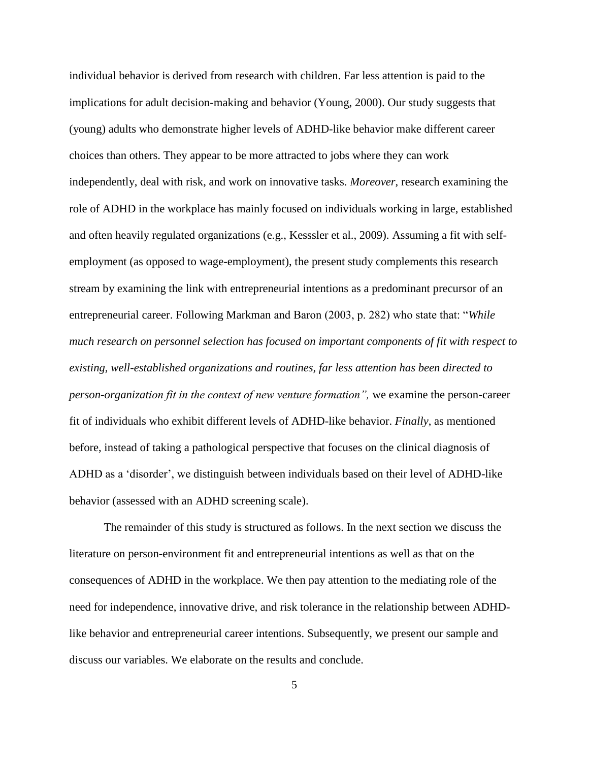individual behavior is derived from research with children. Far less attention is paid to the implications for adult decision-making and behavior (Young, 2000). Our study suggests that (young) adults who demonstrate higher levels of ADHD-like behavior make different career choices than others. They appear to be more attracted to jobs where they can work independently, deal with risk, and work on innovative tasks. *Moreover*, research examining the role of ADHD in the workplace has mainly focused on individuals working in large, established and often heavily regulated organizations (e.g., Kesssler et al., 2009). Assuming a fit with self-employment (as opposed to wage-employment), the present study complements this research stream by examining the link with entrepreneurial intentions as a predominant precursor of an entrepreneurial career. Following Markman and Baron (2003, p. 282) who state that: "*While much research on personnel selection has focused on important components of fit with respect to existing, well-established organizations and routines, far less attention has been directed to person-organization fit in the context of new venture formation",* we examine the person-career fit of individuals who exhibit different levels of ADHD-like behavior. *Finally*, as mentioned before, instead of taking a pathological perspective that focuses on the clinical diagnosis of ADHD as a 'disorder', we distinguish between individuals based on their level of ADHD-like behavior (assessed with an ADHD screening scale).

The remainder of this study is structured as follows. In the next section we discuss the literature on person-environment fit and entrepreneurial intentions as well as that on the consequences of ADHD in the workplace. We then pay attention to the mediating role of the need for independence, innovative drive, and risk tolerance in the relationship between ADHD-like behavior and entrepreneurial career intentions. Subsequently, we present our sample and discuss our variables. We elaborate on the results and conclude.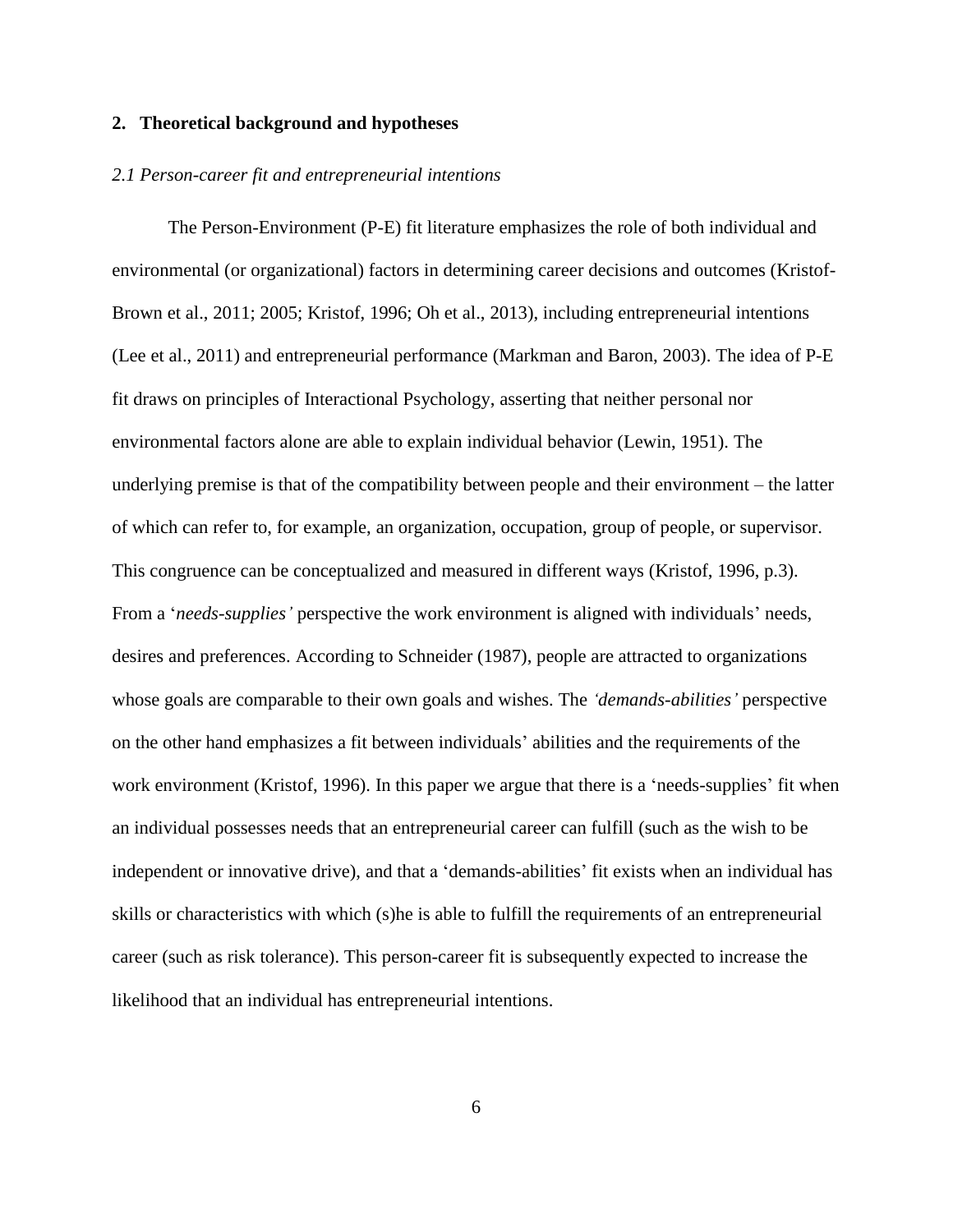## 2. Theoretical background and hypotheses

### *2.1 Person-career fit and entrepreneurial intentions*

The Person-Environment (P-E) fit literature emphasizes the role of both individual and environmental (or organizational) factors in determining career decisions and outcomes (Kristof-Brown et al., 2011; 2005; Kristof, 1996; Oh et al., 2013), including entrepreneurial intentions (Lee et al., 2011) and entrepreneurial performance (Markman and Baron, 2003). The idea of P-E fit draws on principles of Interactional Psychology, asserting that neither personal nor environmental factors alone are able to explain individual behavior (Lewin, 1951). The underlying premise is that of the compatibility between people and their environment – the latter of which can refer to, for example, an organization, occupation, group of people, or supervisor. This congruence can be conceptualized and measured in different ways (Kristof, 1996, p.3). From a '*needs-supplies'* perspective the work environment is aligned with individuals' needs, desires and preferences. According to Schneider (1987), people are attracted to organizations whose goals are comparable to their own goals and wishes. The *'demands-abilities'* perspective on the other hand emphasizes a fit between individuals' abilities and the requirements of the work environment (Kristof, 1996). In this paper we argue that there is a 'needs-supplies' fit when an individual possesses needs that an entrepreneurial career can fulfill (such as the wish to be independent or innovative drive), and that a 'demands-abilities' fit exists when an individual has skills or characteristics with which (s)he is able to fulfill the requirements of an entrepreneurial career (such as risk tolerance). This person-career fit is subsequently expected to increase the likelihood that an individual has entrepreneurial intentions.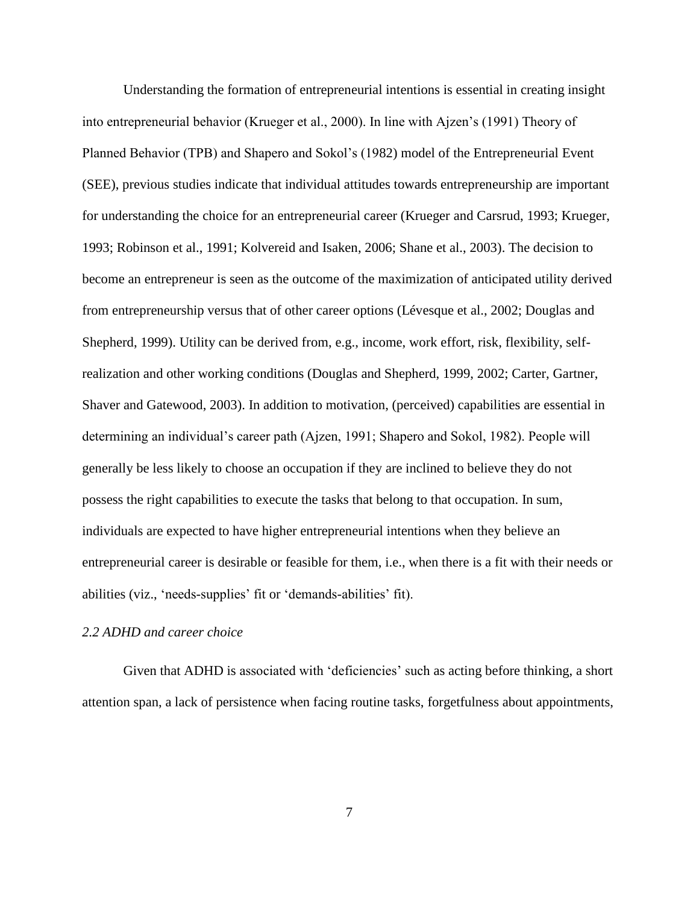Understanding the formation of entrepreneurial intentions is essential in creating insight into entrepreneurial behavior (Krueger et al., 2000). In line with Ajzen's (1991) Theory of Planned Behavior (TPB) and Shapero and Sokol's (1982) model of the Entrepreneurial Event (SEE), previous studies indicate that individual attitudes towards entrepreneurship are important for understanding the choice for an entrepreneurial career (Krueger and Carsrud, 1993; Krueger, 1993; Robinson et al., 1991; Kolvereid and Isaken, 2006; Shane et al., 2003). The decision to become an entrepreneur is seen as the outcome of the maximization of anticipated utility derived from entrepreneurship versus that of other career options (Lévesque et al., 2002; Douglas and Shepherd, 1999). Utility can be derived from, e.g., income, work effort, risk, flexibility, self-realization and other working conditions (Douglas and Shepherd, 1999, 2002; Carter, Gartner, Shaver and Gatewood, 2003). In addition to motivation, (perceived) capabilities are essential in determining an individual's career path (Ajzen, 1991; Shapero and Sokol, 1982). People will generally be less likely to choose an occupation if they are inclined to believe they do not possess the right capabilities to execute the tasks that belong to that occupation. In sum, individuals are expected to have higher entrepreneurial intentions when they believe an entrepreneurial career is desirable or feasible for them, i.e., when there is a fit with their needs or abilities (viz., 'needs-supplies' fit or 'demands-abilities' fit).

### *2.2 ADHD and career choice*

Given that ADHD is associated with 'deficiencies' such as acting before thinking, a short attention span, a lack of persistence when facing routine tasks, forgetfulness about appointments,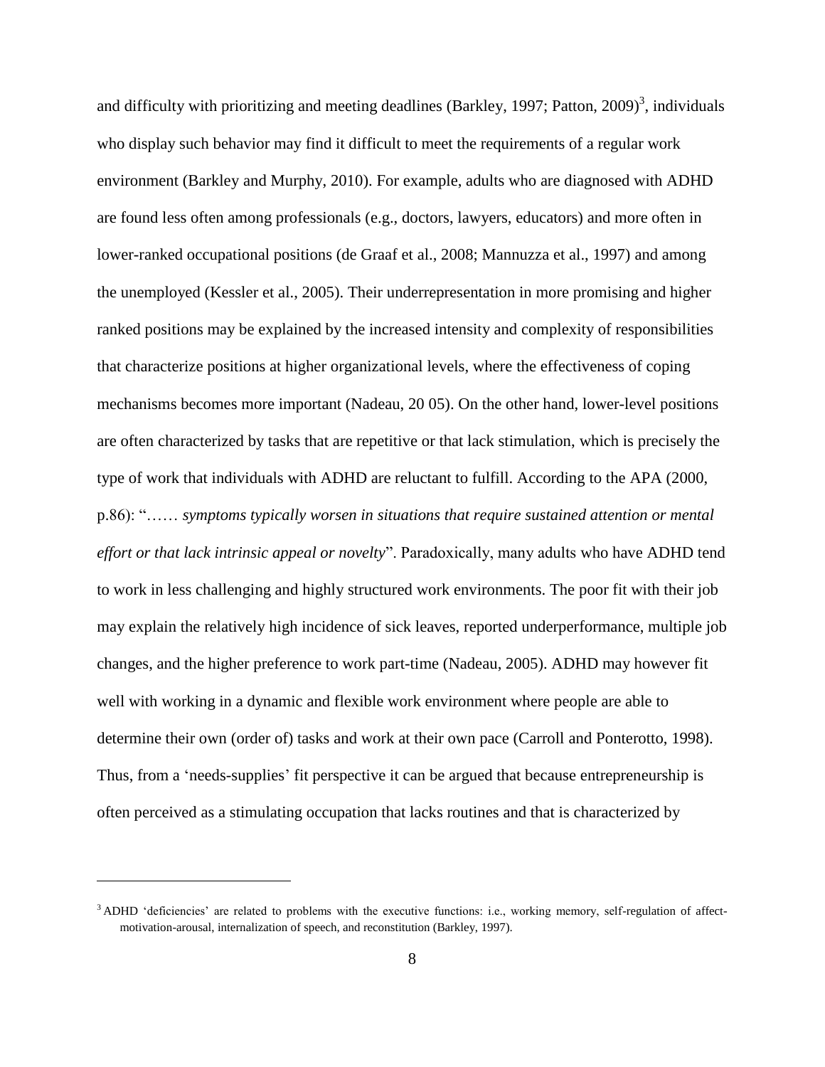and difficulty with prioritizing and meeting deadlines (Barkley, 1997; Patton, 2009)[3], individuals who display such behavior may find it difficult to meet the requirements of a regular work environment (Barkley and Murphy, 2010). For example, adults who are diagnosed with ADHD are found less often among professionals (e.g., doctors, lawyers, educators) and more often in lower-ranked occupational positions (de Graaf et al., 2008; Mannuzza et al., 1997) and among the unemployed (Kessler et al., 2005). Their underrepresentation in more promising and higher ranked positions may be explained by the increased intensity and complexity of responsibilities that characterize positions at higher organizational levels, where the effectiveness of coping mechanisms becomes more important (Nadeau, 20 05). On the other hand, lower-level positions are often characterized by tasks that are repetitive or that lack stimulation, which is precisely the type of work that individuals with ADHD are reluctant to fulfill. According to the APA (2000, p.86): "…… *symptoms typically worsen in situations that require sustained attention or mental effort or that lack intrinsic appeal or novelty*". Paradoxically, many adults who have ADHD tend to work in less challenging and highly structured work environments. The poor fit with their job may explain the relatively high incidence of sick leaves, reported underperformance, multiple job changes, and the higher preference to work part-time (Nadeau, 2005). ADHD may however fit well with working in a dynamic and flexible work environment where people are able to determine their own (order of) tasks and work at their own pace (Carroll and Ponterotto, 1998). Thus, from a 'needs-supplies' fit perspective it can be argued that because entrepreneurship is often perceived as a stimulating occupation that lacks routines and that is characterized by

[3] ADHD 'deficiencies' are related to problems with the executive functions: i.e., working memory, self-regulation of affect-motivation-arousal, internalization of speech, and reconstitution (Barkley, 1997).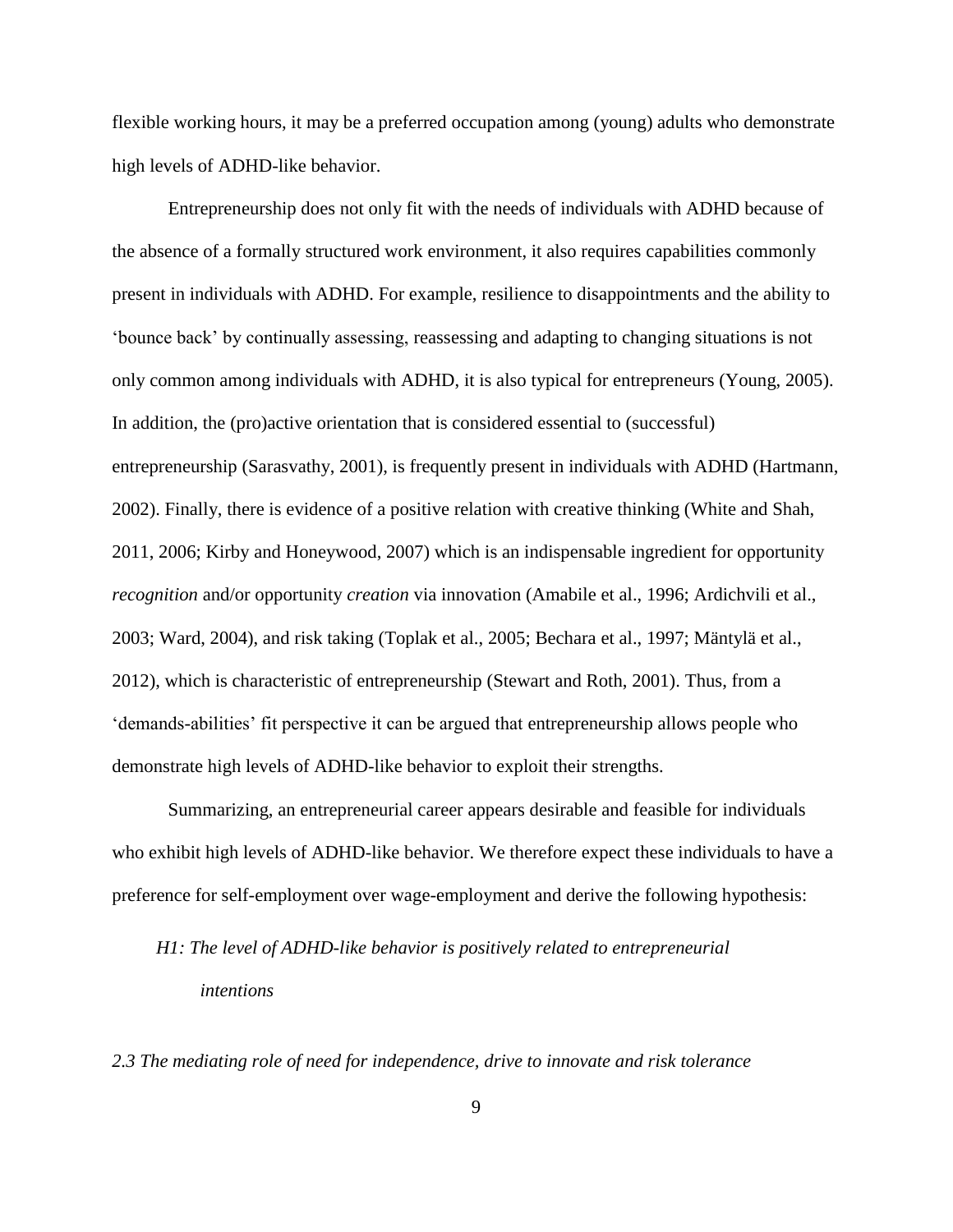flexible working hours, it may be a preferred occupation among (young) adults who demonstrate high levels of ADHD-like behavior.

Entrepreneurship does not only fit with the needs of individuals with ADHD because of the absence of a formally structured work environment, it also requires capabilities commonly present in individuals with ADHD. For example, resilience to disappointments and the ability to 'bounce back' by continually assessing, reassessing and adapting to changing situations is not only common among individuals with ADHD, it is also typical for entrepreneurs (Young, 2005). In addition, the (pro)active orientation that is considered essential to (successful) entrepreneurship (Sarasvathy, 2001), is frequently present in individuals with ADHD (Hartmann, 2002). Finally, there is evidence of a positive relation with creative thinking (White and Shah, 2011, 2006; Kirby and Honeywood, 2007) which is an indispensable ingredient for opportunity *recognition* and/or opportunity *creation* via innovation (Amabile et al., 1996; Ardichvili et al., 2003; Ward, 2004), and risk taking (Toplak et al., 2005; Bechara et al., 1997; Mäntylä et al., 2012), which is characteristic of entrepreneurship (Stewart and Roth, 2001). Thus, from a 'demands-abilities' fit perspective it can be argued that entrepreneurship allows people who demonstrate high levels of ADHD-like behavior to exploit their strengths.

Summarizing, an entrepreneurial career appears desirable and feasible for individuals who exhibit high levels of ADHD-like behavior. We therefore expect these individuals to have a preference for self-employment over wage-employment and derive the following hypothesis:

*H1: The level of ADHD-like behavior is positively related to entrepreneurial intentions*

### *2.3 The mediating role of need for independence, drive to innovate and risk tolerance*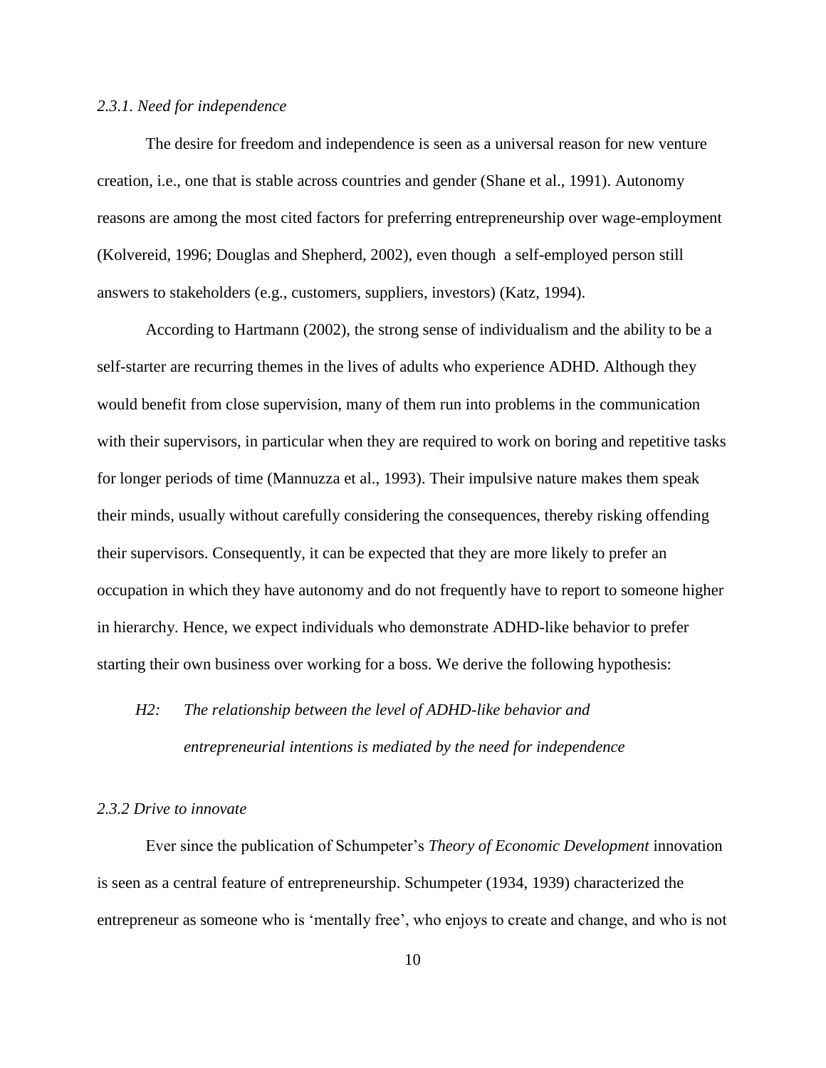### *2.3.1. Need for independence*

The desire for freedom and independence is seen as a universal reason for new venture creation, i.e., one that is stable across countries and gender (Shane et al., 1991). Autonomy reasons are among the most cited factors for preferring entrepreneurship over wage-employment (Kolvereid, 1996; Douglas and Shepherd, 2002), even though a self-employed person still answers to stakeholders (e.g., customers, suppliers, investors) (Katz, 1994).

According to Hartmann (2002), the strong sense of individualism and the ability to be a self-starter are recurring themes in the lives of adults who experience ADHD. Although they would benefit from close supervision, many of them run into problems in the communication with their supervisors, in particular when they are required to work on boring and repetitive tasks for longer periods of time (Mannuzza et al., 1993). Their impulsive nature makes them speak their minds, usually without carefully considering the consequences, thereby risking offending their supervisors. Consequently, it can be expected that they are more likely to prefer an occupation in which they have autonomy and do not frequently have to report to someone higher in hierarchy. Hence, we expect individuals who demonstrate ADHD-like behavior to prefer starting their own business over working for a boss. We derive the following hypothesis:

*H2: The relationship between the level of ADHD-like behavior and entrepreneurial intentions is mediated by the need for independence*

### *2.3.2 Drive to innovate*

Ever since the publication of Schumpeter's *Theory of Economic Development* innovation is seen as a central feature of entrepreneurship. Schumpeter (1934, 1939) characterized the entrepreneur as someone who is 'mentally free', who enjoys to create and change, and who is not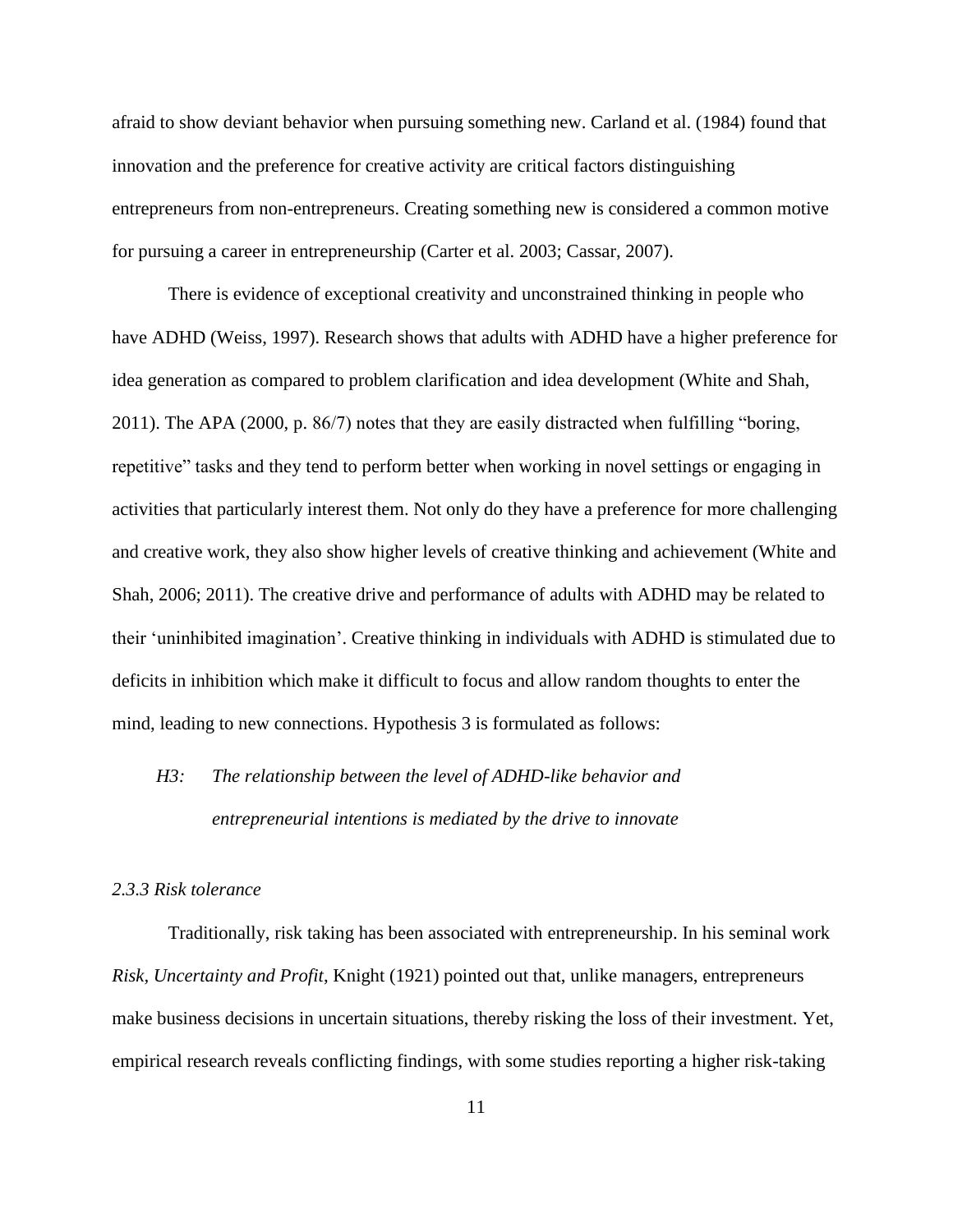afraid to show deviant behavior when pursuing something new. Carland et al. (1984) found that innovation and the preference for creative activity are critical factors distinguishing entrepreneurs from non-entrepreneurs. Creating something new is considered a common motive for pursuing a career in entrepreneurship (Carter et al. 2003; Cassar, 2007).

There is evidence of exceptional creativity and unconstrained thinking in people who have ADHD (Weiss, 1997). Research shows that adults with ADHD have a higher preference for idea generation as compared to problem clarification and idea development (White and Shah, 2011). The APA (2000, p. 86/7) notes that they are easily distracted when fulfilling "boring, repetitive" tasks and they tend to perform better when working in novel settings or engaging in activities that particularly interest them. Not only do they have a preference for more challenging and creative work, they also show higher levels of creative thinking and achievement (White and Shah, 2006; 2011). The creative drive and performance of adults with ADHD may be related to their 'uninhibited imagination'. Creative thinking in individuals with ADHD is stimulated due to deficits in inhibition which make it difficult to focus and allow random thoughts to enter the mind, leading to new connections. Hypothesis 3 is formulated as follows:

*H3: The relationship between the level of ADHD-like behavior and entrepreneurial intentions is mediated by the drive to innovate*

### *2.3.3 Risk tolerance*

Traditionally, risk taking has been associated with entrepreneurship. In his seminal work *Risk, Uncertainty and Profit*, Knight (1921) pointed out that, unlike managers, entrepreneurs make business decisions in uncertain situations, thereby risking the loss of their investment. Yet, empirical research reveals conflicting findings, with some studies reporting a higher risk-taking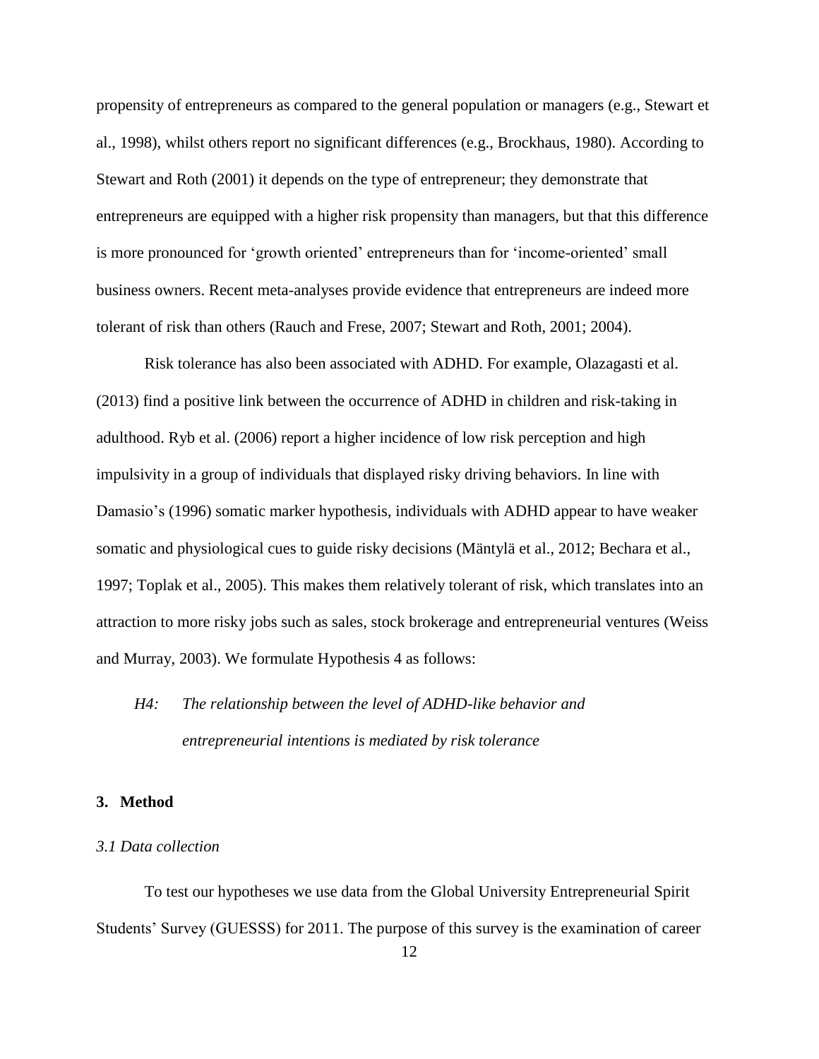propensity of entrepreneurs as compared to the general population or managers (e.g., Stewart et al., 1998), whilst others report no significant differences (e.g., Brockhaus, 1980). According to Stewart and Roth (2001) it depends on the type of entrepreneur; they demonstrate that entrepreneurs are equipped with a higher risk propensity than managers, but that this difference is more pronounced for 'growth oriented' entrepreneurs than for 'income-oriented' small business owners. Recent meta-analyses provide evidence that entrepreneurs are indeed more tolerant of risk than others (Rauch and Frese, 2007; Stewart and Roth, 2001; 2004).

Risk tolerance has also been associated with ADHD. For example, Olazagasti et al. (2013) find a positive link between the occurrence of ADHD in children and risk-taking in adulthood. Ryb et al. (2006) report a higher incidence of low risk perception and high impulsivity in a group of individuals that displayed risky driving behaviors. In line with Damasio's (1996) somatic marker hypothesis, individuals with ADHD appear to have weaker somatic and physiological cues to guide risky decisions (Mäntylä et al., 2012; Bechara et al., 1997; Toplak et al., 2005). This makes them relatively tolerant of risk, which translates into an attraction to more risky jobs such as sales, stock brokerage and entrepreneurial ventures (Weiss and Murray, 2003). We formulate Hypothesis 4 as follows:

> *H4: The relationship between the level of ADHD-like behavior and entrepreneurial intentions is mediated by risk tolerance*

## 3. Method

### *3.1 Data collection*

To test our hypotheses we use data from the Global University Entrepreneurial Spirit Students' Survey (GUESSS) for 2011. The purpose of this survey is the examination of career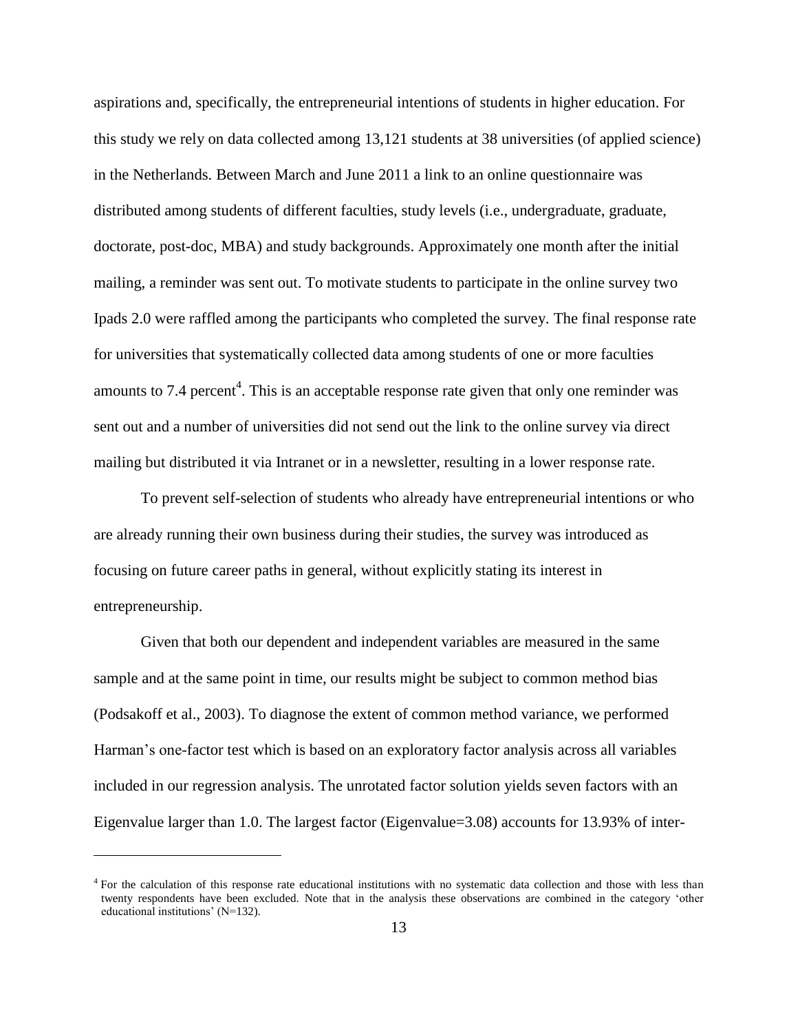aspirations and, specifically, the entrepreneurial intentions of students in higher education. For this study we rely on data collected among 13,121 students at 38 universities (of applied science) in the Netherlands. Between March and June 2011 a link to an online questionnaire was distributed among students of different faculties, study levels (i.e., undergraduate, graduate, doctorate, post-doc, MBA) and study backgrounds. Approximately one month after the initial mailing, a reminder was sent out. To motivate students to participate in the online survey two Ipads 2.0 were raffled among the participants who completed the survey. The final response rate for universities that systematically collected data among students of one or more faculties amounts to 7.4 percent[4]. This is an acceptable response rate given that only one reminder was sent out and a number of universities did not send out the link to the online survey via direct mailing but distributed it via Intranet or in a newsletter, resulting in a lower response rate.

To prevent self-selection of students who already have entrepreneurial intentions or who are already running their own business during their studies, the survey was introduced as focusing on future career paths in general, without explicitly stating its interest in entrepreneurship.

Given that both our dependent and independent variables are measured in the same sample and at the same point in time, our results might be subject to common method bias (Podsakoff et al., 2003). To diagnose the extent of common method variance, we performed Harman's one-factor test which is based on an exploratory factor analysis across all variables included in our regression analysis. The unrotated factor solution yields seven factors with an Eigenvalue larger than 1.0. The largest factor (Eigenvalue=3.08) accounts for 13.93% of inter-

---

[4] For the calculation of this response rate educational institutions with no systematic data collection and those with less than twenty respondents have been excluded. Note that in the analysis these observations are combined in the category 'other educational institutions' (N=132).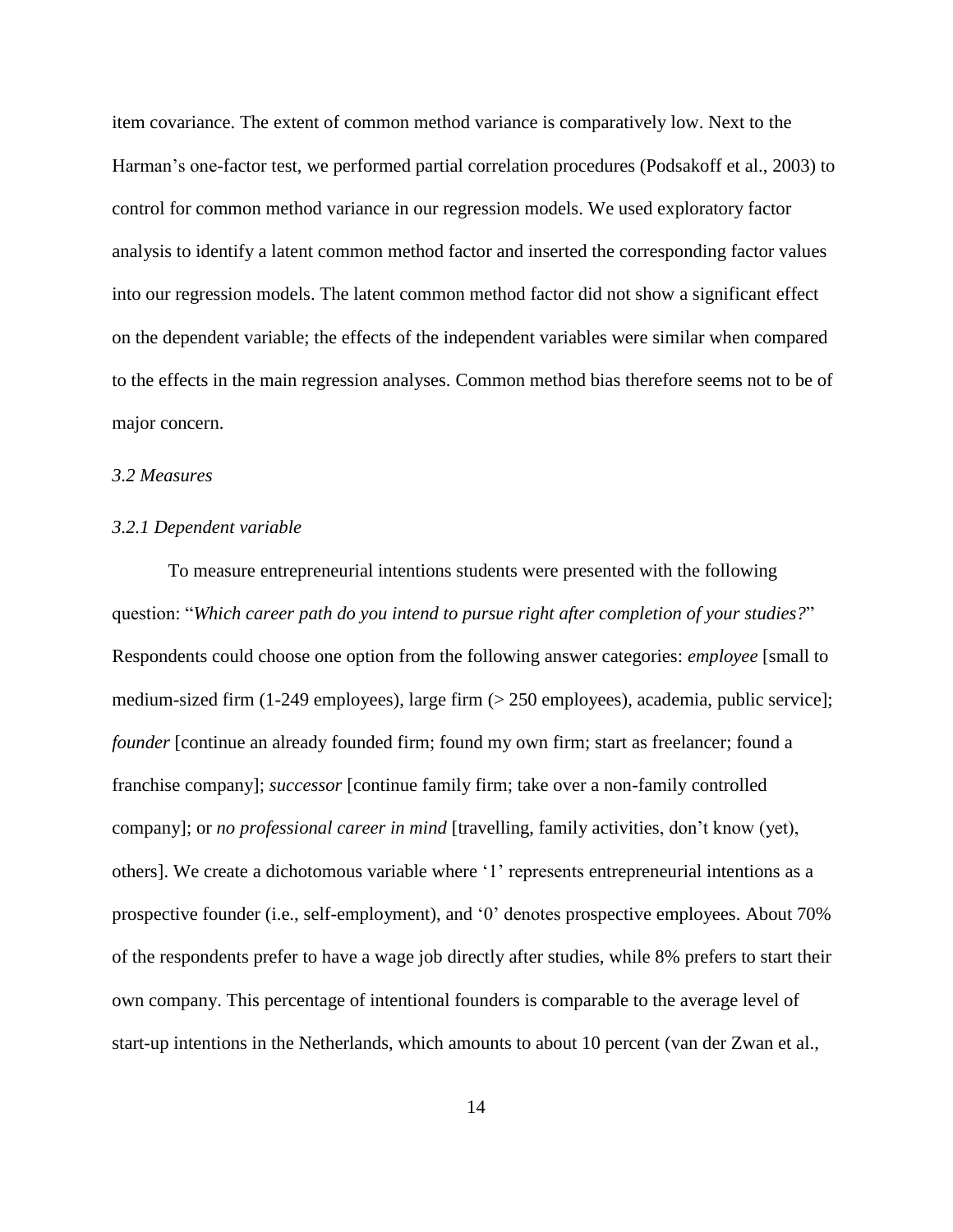item covariance. The extent of common method variance is comparatively low. Next to the Harman's one-factor test, we performed partial correlation procedures (Podsakoff et al., 2003) to control for common method variance in our regression models. We used exploratory factor analysis to identify a latent common method factor and inserted the corresponding factor values into our regression models. The latent common method factor did not show a significant effect on the dependent variable; the effects of the independent variables were similar when compared to the effects in the main regression analyses. Common method bias therefore seems not to be of major concern.

### *3.2 Measures*

#### *3.2.1 Dependent variable*

To measure entrepreneurial intentions students were presented with the following question: "*Which career path do you intend to pursue right after completion of your studies?*" Respondents could choose one option from the following answer categories: *employee* [small to medium-sized firm (1-249 employees), large firm (> 250 employees), academia, public service]; *founder* [continue an already founded firm; found my own firm; start as freelancer; found a franchise company]; *successor* [continue family firm; take over a non-family controlled company]; or *no professional career in mind* [travelling, family activities, don't know (yet), others]. We create a dichotomous variable where '1' represents entrepreneurial intentions as a prospective founder (i.e., self-employment), and '0' denotes prospective employees. About 70% of the respondents prefer to have a wage job directly after studies, while 8% prefers to start their own company. This percentage of intentional founders is comparable to the average level of start-up intentions in the Netherlands, which amounts to about 10 percent (van der Zwan et al.,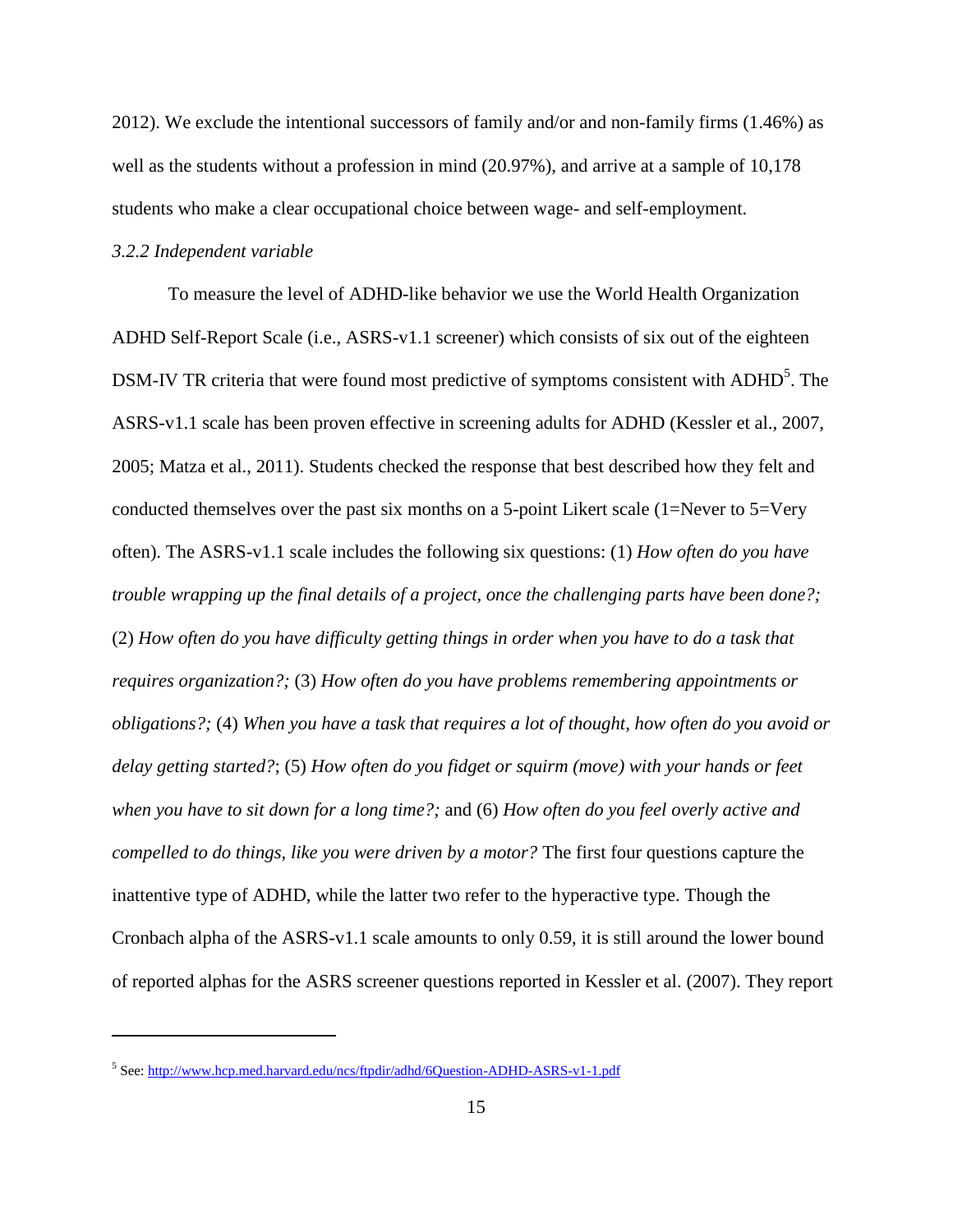2012). We exclude the intentional successors of family and/or and non-family firms (1.46%) as well as the students without a profession in mind (20.97%), and arrive at a sample of 10,178 students who make a clear occupational choice between wage- and self-employment.

### *3.2.2 Independent variable*

To measure the level of ADHD-like behavior we use the World Health Organization ADHD Self-Report Scale (i.e., ASRS-v1.1 screener) which consists of six out of the eighteen DSM-IV TR criteria that were found most predictive of symptoms consistent with ADHD[5]. The ASRS-v1.1 scale has been proven effective in screening adults for ADHD (Kessler et al., 2007, 2005; Matza et al., 2011). Students checked the response that best described how they felt and conducted themselves over the past six months on a 5-point Likert scale (1=Never to 5=Very often). The ASRS-v1.1 scale includes the following six questions: (1) *How often do you have trouble wrapping up the final details of a project, once the challenging parts have been done?;* (2) *How often do you have difficulty getting things in order when you have to do a task that requires organization?;* (3) *How often do you have problems remembering appointments or obligations?;* (4) *When you have a task that requires a lot of thought, how often do you avoid or delay getting started?*; (5) *How often do you fidget or squirm (move) with your hands or feet when you have to sit down for a long time?;* and (6) *How often do you feel overly active and compelled to do things, like you were driven by a motor?* The first four questions capture the inattentive type of ADHD, while the latter two refer to the hyperactive type. Though the Cronbach alpha of the ASRS-v1.1 scale amounts to only 0.59, it is still around the lower bound of reported alphas for the ASRS screener questions reported in Kessler et al. (2007). They report

---

[5] See: http://www.hcp.med.harvard.edu/ncs/ftpdir/adhd/6Question-ADHD-ASRS-v1-1.pdf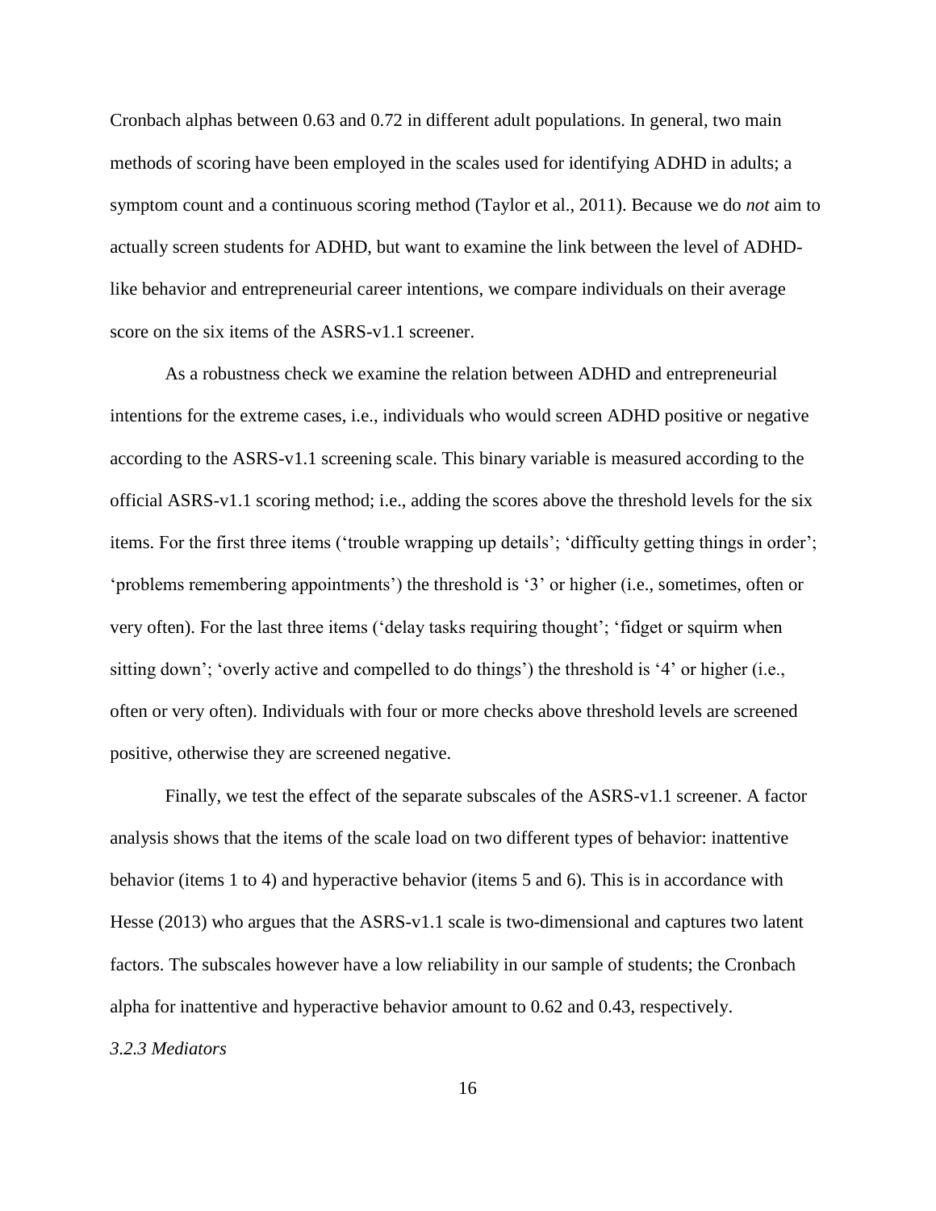Cronbach alphas between 0.63 and 0.72 in different adult populations. In general, two main methods of scoring have been employed in the scales used for identifying ADHD in adults; a symptom count and a continuous scoring method (Taylor et al., 2011). Because we do *not* aim to actually screen students for ADHD, but want to examine the link between the level of ADHD-like behavior and entrepreneurial career intentions, we compare individuals on their average score on the six items of the ASRS-v1.1 screener.

As a robustness check we examine the relation between ADHD and entrepreneurial intentions for the extreme cases, i.e., individuals who would screen ADHD positive or negative according to the ASRS-v1.1 screening scale. This binary variable is measured according to the official ASRS-v1.1 scoring method; i.e., adding the scores above the threshold levels for the six items. For the first three items ('trouble wrapping up details'; 'difficulty getting things in order'; 'problems remembering appointments') the threshold is '3' or higher (i.e., sometimes, often or very often). For the last three items ('delay tasks requiring thought'; 'fidget or squirm when sitting down'; 'overly active and compelled to do things') the threshold is '4' or higher (i.e., often or very often). Individuals with four or more checks above threshold levels are screened positive, otherwise they are screened negative.

Finally, we test the effect of the separate subscales of the ASRS-v1.1 screener. A factor analysis shows that the items of the scale load on two different types of behavior: inattentive behavior (items 1 to 4) and hyperactive behavior (items 5 and 6). This is in accordance with Hesse (2013) who argues that the ASRS-v1.1 scale is two-dimensional and captures two latent factors. The subscales however have a low reliability in our sample of students; the Cronbach alpha for inattentive and hyperactive behavior amount to 0.62 and 0.43, respectively.

### *3.2.3 Mediators*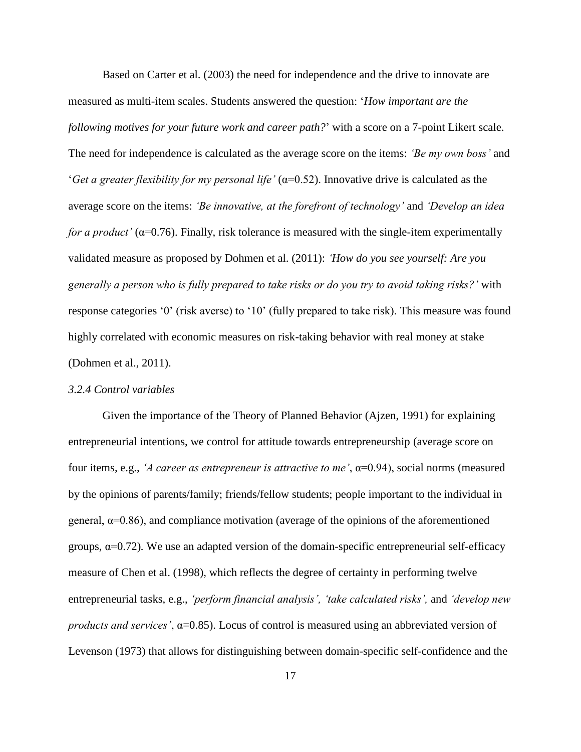Based on Carter et al. (2003) the need for independence and the drive to innovate are measured as multi-item scales. Students answered the question: '*How important are the following motives for your future work and career path?*' with a score on a 7-point Likert scale. The need for independence is calculated as the average score on the items: *'Be my own boss'* and '*Get a greater flexibility for my personal life'* (α=0.52). Innovative drive is calculated as the average score on the items: *'Be innovative, at the forefront of technology'* and *'Develop an idea for a product'* (α=0.76). Finally, risk tolerance is measured with the single-item experimentally validated measure as proposed by Dohmen et al. (2011): *'How do you see yourself: Are you generally a person who is fully prepared to take risks or do you try to avoid taking risks?'* with response categories '0' (risk averse) to '10' (fully prepared to take risk). This measure was found highly correlated with economic measures on risk-taking behavior with real money at stake (Dohmen et al., 2011).

*3.2.4 Control variables*

Given the importance of the Theory of Planned Behavior (Ajzen, 1991) for explaining entrepreneurial intentions, we control for attitude towards entrepreneurship (average score on four items, e.g., *'A career as entrepreneur is attractive to me'*, α=0.94), social norms (measured by the opinions of parents/family; friends/fellow students; people important to the individual in general, α=0.86), and compliance motivation (average of the opinions of the aforementioned groups, α=0.72). We use an adapted version of the domain-specific entrepreneurial self-efficacy measure of Chen et al. (1998), which reflects the degree of certainty in performing twelve entrepreneurial tasks, e.g., *'perform financial analysis', 'take calculated risks',* and *'develop new products and services'*, α=0.85). Locus of control is measured using an abbreviated version of Levenson (1973) that allows for distinguishing between domain-specific self-confidence and the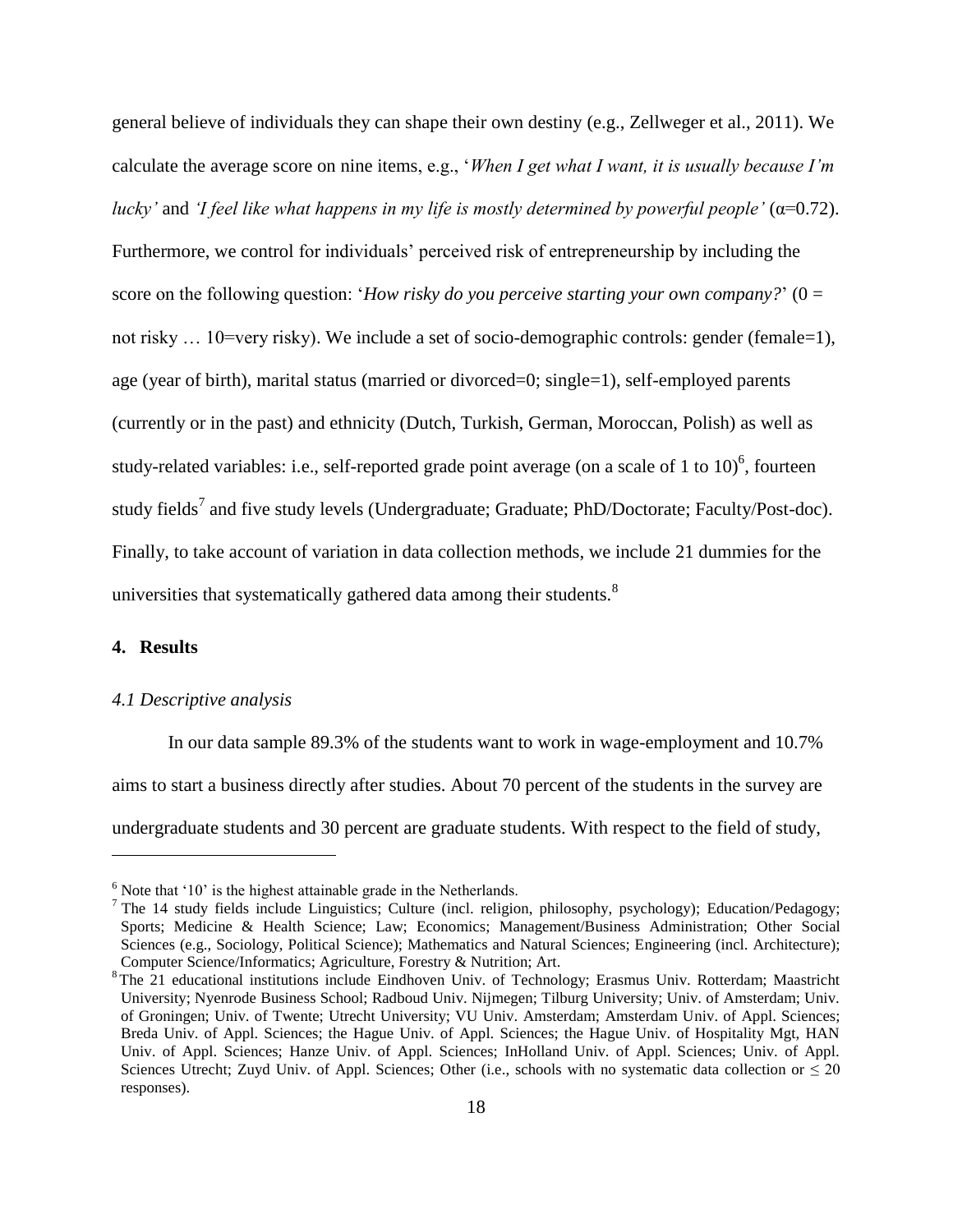general believe of individuals they can shape their own destiny (e.g., Zellweger et al., 2011). We calculate the average score on nine items, e.g., '*When I get what I want, it is usually because I'm lucky'* and *'I feel like what happens in my life is mostly determined by powerful people'* (α=0.72). Furthermore, we control for individuals' perceived risk of entrepreneurship by including the score on the following question: '*How risky do you perceive starting your own company?*' (0 = not risky … 10=very risky). We include a set of socio-demographic controls: gender (female=1), age (year of birth), marital status (married or divorced=0; single=1), self-employed parents (currently or in the past) and ethnicity (Dutch, Turkish, German, Moroccan, Polish) as well as study-related variables: i.e., self-reported grade point average (on a scale of 1 to 10)[6], fourteen study fields[7] and five study levels (Undergraduate; Graduate; PhD/Doctorate; Faculty/Post-doc). Finally, to take account of variation in data collection methods, we include 21 dummies for the universities that systematically gathered data among their students.[8]

## 4. Results

### *4.1 Descriptive analysis*

In our data sample 89.3% of the students want to work in wage-employment and 10.7% aims to start a business directly after studies. About 70 percent of the students in the survey are undergraduate students and 30 percent are graduate students. With respect to the field of study,

---

[6] Note that '10' is the highest attainable grade in the Netherlands.

[7] The 14 study fields include Linguistics; Culture (incl. religion, philosophy, psychology); Education/Pedagogy; Sports; Medicine & Health Science; Law; Economics; Management/Business Administration; Other Social Sciences (e.g., Sociology, Political Science); Mathematics and Natural Sciences; Engineering (incl. Architecture); Computer Science/Informatics; Agriculture, Forestry & Nutrition; Art.

[8] The 21 educational institutions include Eindhoven Univ. of Technology; Erasmus Univ. Rotterdam; Maastricht University; Nyenrode Business School; Radboud Univ. Nijmegen; Tilburg University; Univ. of Amsterdam; Univ. of Groningen; Univ. of Twente; Utrecht University; VU Univ. Amsterdam; Amsterdam Univ. of Appl. Sciences; Breda Univ. of Appl. Sciences; the Hague Univ. of Appl. Sciences; the Hague Univ. of Hospitality Mgt, HAN Univ. of Appl. Sciences; Hanze Univ. of Appl. Sciences; InHolland Univ. of Appl. Sciences; Univ. of Appl. Sciences Utrecht; Zuyd Univ. of Appl. Sciences; Other (i.e., schools with no systematic data collection or ≤ 20 responses).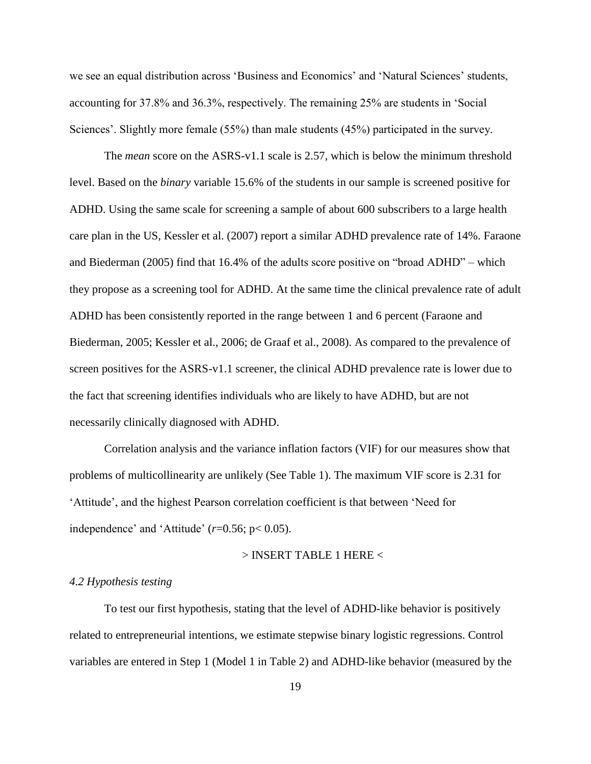we see an equal distribution across 'Business and Economics' and 'Natural Sciences' students, accounting for 37.8% and 36.3%, respectively. The remaining 25% are students in 'Social Sciences'. Slightly more female (55%) than male students (45%) participated in the survey.

The *mean* score on the ASRS-v1.1 scale is 2.57, which is below the minimum threshold level. Based on the *binary* variable 15.6% of the students in our sample is screened positive for ADHD. Using the same scale for screening a sample of about 600 subscribers to a large health care plan in the US, Kessler et al. (2007) report a similar ADHD prevalence rate of 14%. Faraone and Biederman (2005) find that 16.4% of the adults score positive on "broad ADHD" – which they propose as a screening tool for ADHD. At the same time the clinical prevalence rate of adult ADHD has been consistently reported in the range between 1 and 6 percent (Faraone and Biederman, 2005; Kessler et al., 2006; de Graaf et al., 2008). As compared to the prevalence of screen positives for the ASRS-v1.1 screener, the clinical ADHD prevalence rate is lower due to the fact that screening identifies individuals who are likely to have ADHD, but are not necessarily clinically diagnosed with ADHD.

Correlation analysis and the variance inflation factors (VIF) for our measures show that problems of multicollinearity are unlikely (See Table 1). The maximum VIF score is 2.31 for 'Attitude', and the highest Pearson correlation coefficient is that between 'Need for independence' and 'Attitude' ($r$=0.56; $p < 0.05$).

> INSERT TABLE 1 HERE <

*4.2 Hypothesis testing*

To test our first hypothesis, stating that the level of ADHD-like behavior is positively related to entrepreneurial intentions, we estimate stepwise binary logistic regressions. Control variables are entered in Step 1 (Model 1 in Table 2) and ADHD-like behavior (measured by the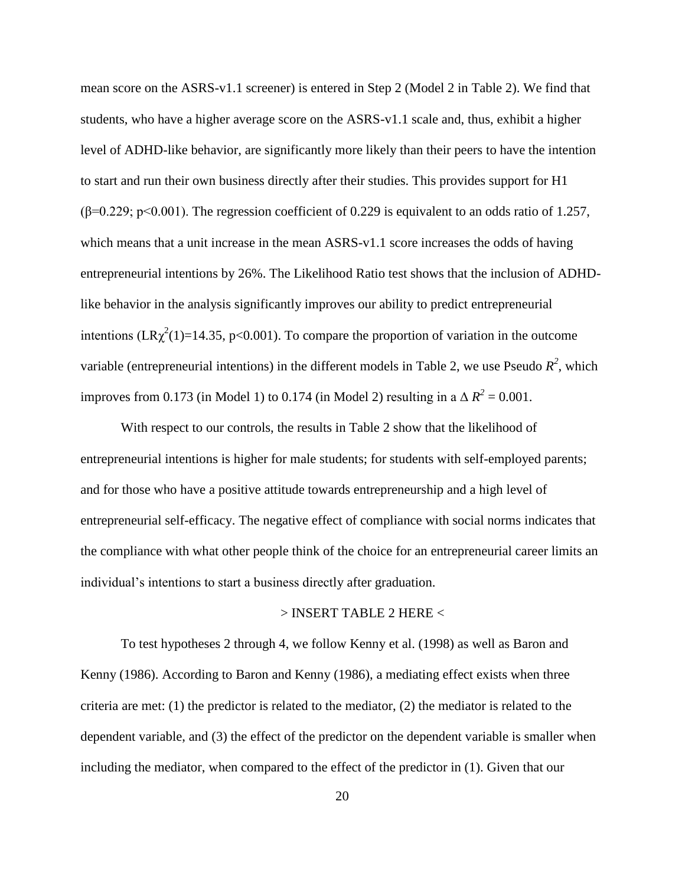mean score on the ASRS-v1.1 screener) is entered in Step 2 (Model 2 in Table 2). We find that students, who have a higher average score on the ASRS-v1.1 scale and, thus, exhibit a higher level of ADHD-like behavior, are significantly more likely than their peers to have the intention to start and run their own business directly after their studies. This provides support for H1 ($\beta$=0.229; $p<0.001$). The regression coefficient of 0.229 is equivalent to an odds ratio of 1.257, which means that a unit increase in the mean ASRS-v1.1 score increases the odds of having entrepreneurial intentions by 26%. The Likelihood Ratio test shows that the inclusion of ADHD-like behavior in the analysis significantly improves our ability to predict entrepreneurial intentions ($LR\chi^2(1)$=14.35, $p<0.001$). To compare the proportion of variation in the outcome variable (entrepreneurial intentions) in the different models in Table 2, we use Pseudo $R^2$, which improves from 0.173 (in Model 1) to 0.174 (in Model 2) resulting in a $\Delta R^2 = 0.001$.

With respect to our controls, the results in Table 2 show that the likelihood of entrepreneurial intentions is higher for male students; for students with self-employed parents; and for those who have a positive attitude towards entrepreneurship and a high level of entrepreneurial self-efficacy. The negative effect of compliance with social norms indicates that the compliance with what other people think of the choice for an entrepreneurial career limits an individual's intentions to start a business directly after graduation.

> INSERT TABLE 2 HERE <

To test hypotheses 2 through 4, we follow Kenny et al. (1998) as well as Baron and Kenny (1986). According to Baron and Kenny (1986), a mediating effect exists when three criteria are met: (1) the predictor is related to the mediator, (2) the mediator is related to the dependent variable, and (3) the effect of the predictor on the dependent variable is smaller when including the mediator, when compared to the effect of the predictor in (1). Given that our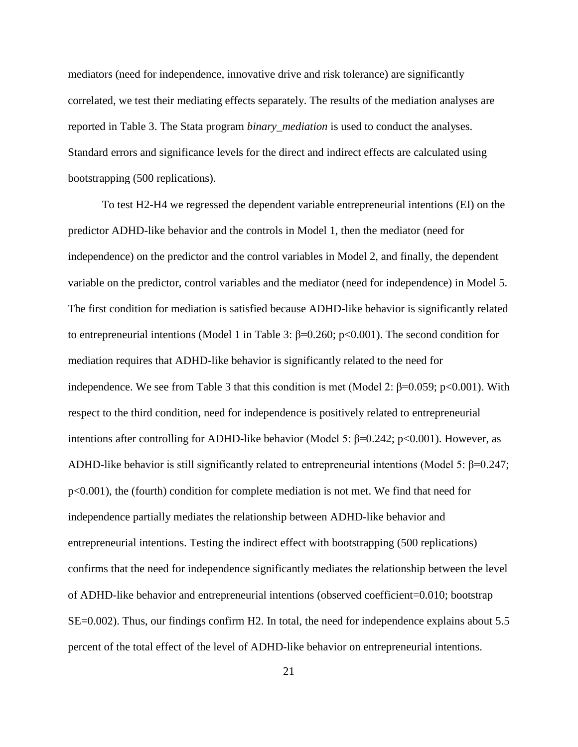mediators (need for independence, innovative drive and risk tolerance) are significantly correlated, we test their mediating effects separately. The results of the mediation analyses are reported in Table 3. The Stata program *binary_mediation* is used to conduct the analyses. Standard errors and significance levels for the direct and indirect effects are calculated using bootstrapping (500 replications).

To test H2-H4 we regressed the dependent variable entrepreneurial intentions (EI) on the predictor ADHD-like behavior and the controls in Model 1, then the mediator (need for independence) on the predictor and the control variables in Model 2, and finally, the dependent variable on the predictor, control variables and the mediator (need for independence) in Model 5. The first condition for mediation is satisfied because ADHD-like behavior is significantly related to entrepreneurial intentions (Model 1 in Table 3: $\beta=0.260$; $p<0.001$). The second condition for mediation requires that ADHD-like behavior is significantly related to the need for independence. We see from Table 3 that this condition is met (Model 2: $\beta=0.059$; $p<0.001$). With respect to the third condition, need for independence is positively related to entrepreneurial intentions after controlling for ADHD-like behavior (Model 5: $\beta=0.242$; $p<0.001$). However, as ADHD-like behavior is still significantly related to entrepreneurial intentions (Model 5: $\beta=0.247$; $p<0.001$), the (fourth) condition for complete mediation is not met. We find that need for independence partially mediates the relationship between ADHD-like behavior and entrepreneurial intentions. Testing the indirect effect with bootstrapping (500 replications) confirms that the need for independence significantly mediates the relationship between the level of ADHD-like behavior and entrepreneurial intentions (observed coefficient=0.010; bootstrap SE=0.002). Thus, our findings confirm H2. In total, the need for independence explains about 5.5 percent of the total effect of the level of ADHD-like behavior on entrepreneurial intentions.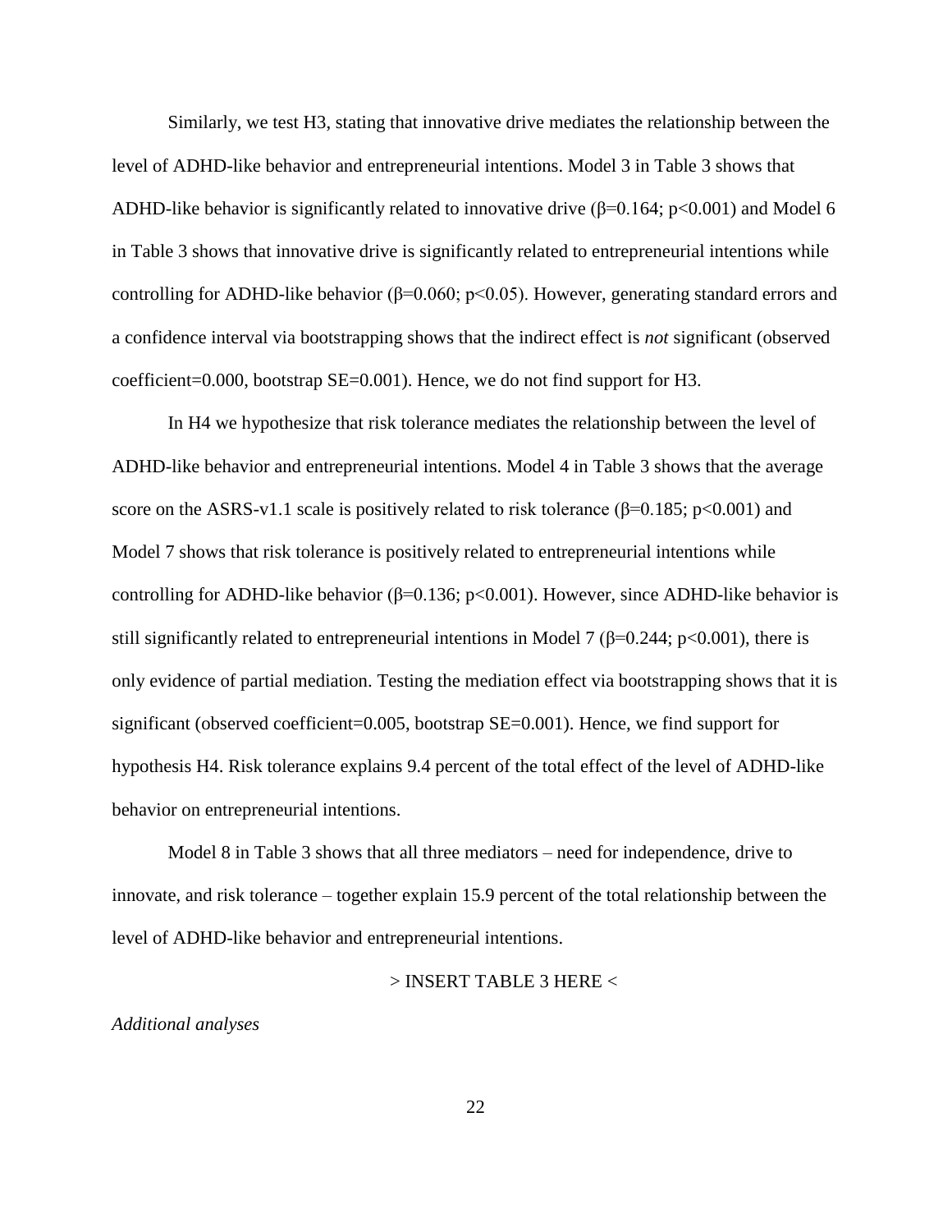Similarly, we test H3, stating that innovative drive mediates the relationship between the level of ADHD-like behavior and entrepreneurial intentions. Model 3 in Table 3 shows that ADHD-like behavior is significantly related to innovative drive ($\beta$=0.164; $p<0.001$) and Model 6 in Table 3 shows that innovative drive is significantly related to entrepreneurial intentions while controlling for ADHD-like behavior ($\beta$=0.060; $p<0.05$). However, generating standard errors and a confidence interval via bootstrapping shows that the indirect effect is *not* significant (observed coefficient=0.000, bootstrap SE=0.001). Hence, we do not find support for H3.

In H4 we hypothesize that risk tolerance mediates the relationship between the level of ADHD-like behavior and entrepreneurial intentions. Model 4 in Table 3 shows that the average score on the ASRS-v1.1 scale is positively related to risk tolerance ($\beta$=0.185; $p<0.001$) and Model 7 shows that risk tolerance is positively related to entrepreneurial intentions while controlling for ADHD-like behavior ($\beta$=0.136; $p<0.001$). However, since ADHD-like behavior is still significantly related to entrepreneurial intentions in Model 7 ($\beta$=0.244; $p<0.001$), there is only evidence of partial mediation. Testing the mediation effect via bootstrapping shows that it is significant (observed coefficient=0.005, bootstrap SE=0.001). Hence, we find support for hypothesis H4. Risk tolerance explains 9.4 percent of the total effect of the level of ADHD-like behavior on entrepreneurial intentions.

Model 8 in Table 3 shows that all three mediators – need for independence, drive to innovate, and risk tolerance – together explain 15.9 percent of the total relationship between the level of ADHD-like behavior and entrepreneurial intentions.

> INSERT TABLE 3 HERE <

*Additional analyses*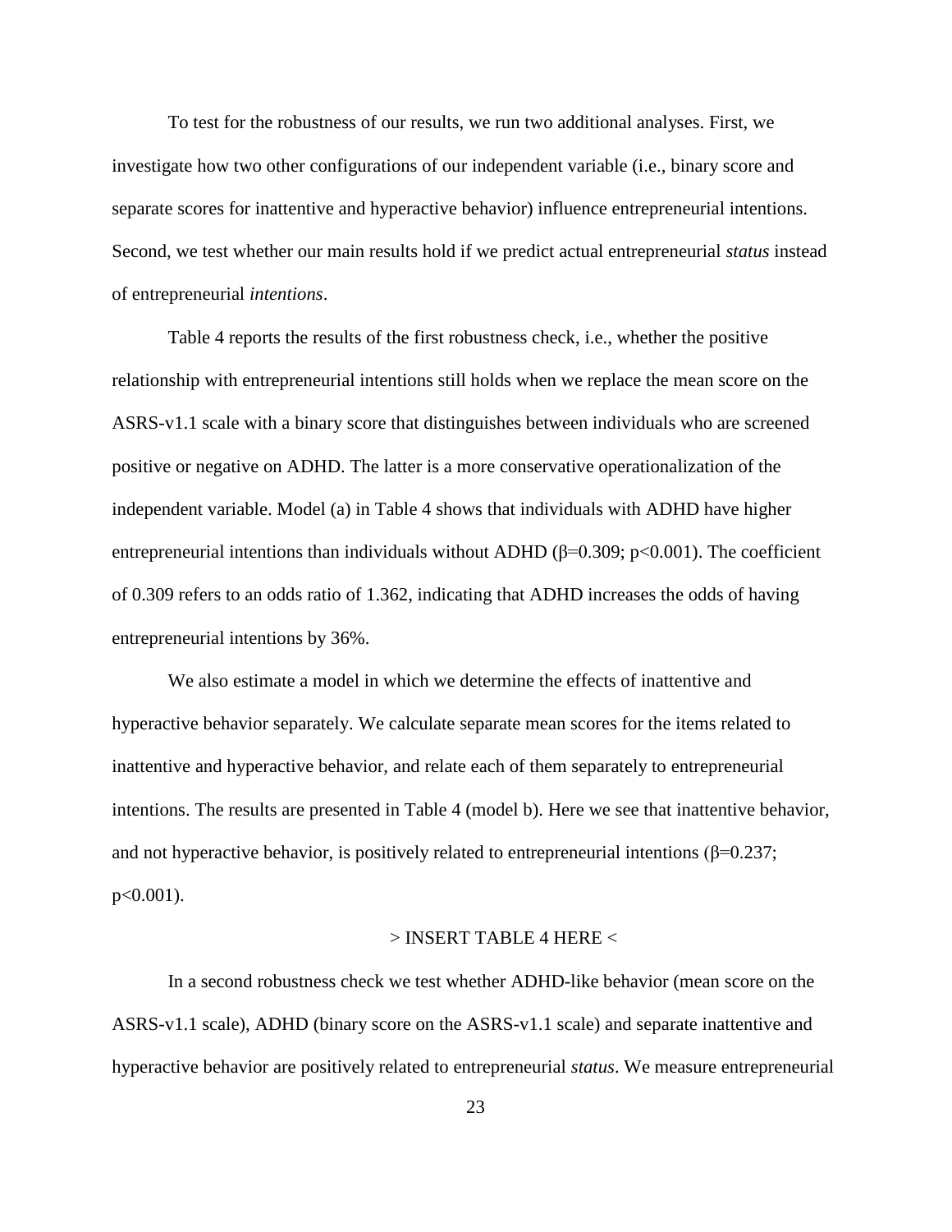To test for the robustness of our results, we run two additional analyses. First, we investigate how two other configurations of our independent variable (i.e., binary score and separate scores for inattentive and hyperactive behavior) influence entrepreneurial intentions. Second, we test whether our main results hold if we predict actual entrepreneurial *status* instead of entrepreneurial *intentions*.

Table 4 reports the results of the first robustness check, i.e., whether the positive relationship with entrepreneurial intentions still holds when we replace the mean score on the ASRS-v1.1 scale with a binary score that distinguishes between individuals who are screened positive or negative on ADHD. The latter is a more conservative operationalization of the independent variable. Model (a) in Table 4 shows that individuals with ADHD have higher entrepreneurial intentions than individuals without ADHD ($\beta=0.309$; $p<0.001$). The coefficient of 0.309 refers to an odds ratio of 1.362, indicating that ADHD increases the odds of having entrepreneurial intentions by 36%.

We also estimate a model in which we determine the effects of inattentive and hyperactive behavior separately. We calculate separate mean scores for the items related to inattentive and hyperactive behavior, and relate each of them separately to entrepreneurial intentions. The results are presented in Table 4 (model b). Here we see that inattentive behavior, and not hyperactive behavior, is positively related to entrepreneurial intentions ($\beta=0.237$; $p<0.001$).

> INSERT TABLE 4 HERE <

In a second robustness check we test whether ADHD-like behavior (mean score on the ASRS-v1.1 scale), ADHD (binary score on the ASRS-v1.1 scale) and separate inattentive and hyperactive behavior are positively related to entrepreneurial *status*. We measure entrepreneurial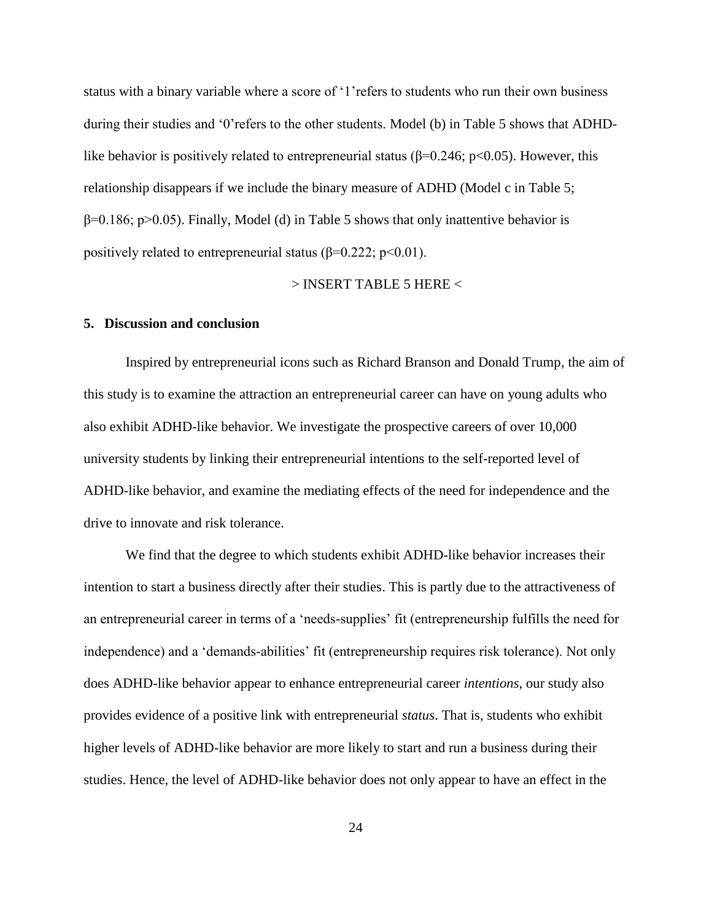status with a binary variable where a score of '1'refers to students who run their own business during their studies and '0'refers to the other students. Model (b) in Table 5 shows that ADHD-like behavior is positively related to entrepreneurial status ($\beta$=0.246; $p<0.05$). However, this relationship disappears if we include the binary measure of ADHD (Model c in Table 5; $\beta$=0.186; $p>0.05$). Finally, Model (d) in Table 5 shows that only inattentive behavior is positively related to entrepreneurial status ($\beta$=0.222; $p<0.01$).

> INSERT TABLE 5 HERE <

## 5. Discussion and conclusion

Inspired by entrepreneurial icons such as Richard Branson and Donald Trump, the aim of this study is to examine the attraction an entrepreneurial career can have on young adults who also exhibit ADHD-like behavior. We investigate the prospective careers of over 10,000 university students by linking their entrepreneurial intentions to the self-reported level of ADHD-like behavior, and examine the mediating effects of the need for independence and the drive to innovate and risk tolerance.

We find that the degree to which students exhibit ADHD-like behavior increases their intention to start a business directly after their studies. This is partly due to the attractiveness of an entrepreneurial career in terms of a 'needs-supplies' fit (entrepreneurship fulfills the need for independence) and a 'demands-abilities' fit (entrepreneurship requires risk tolerance). Not only does ADHD-like behavior appear to enhance entrepreneurial career *intentions*, our study also provides evidence of a positive link with entrepreneurial *status*. That is, students who exhibit higher levels of ADHD-like behavior are more likely to start and run a business during their studies. Hence, the level of ADHD-like behavior does not only appear to have an effect in the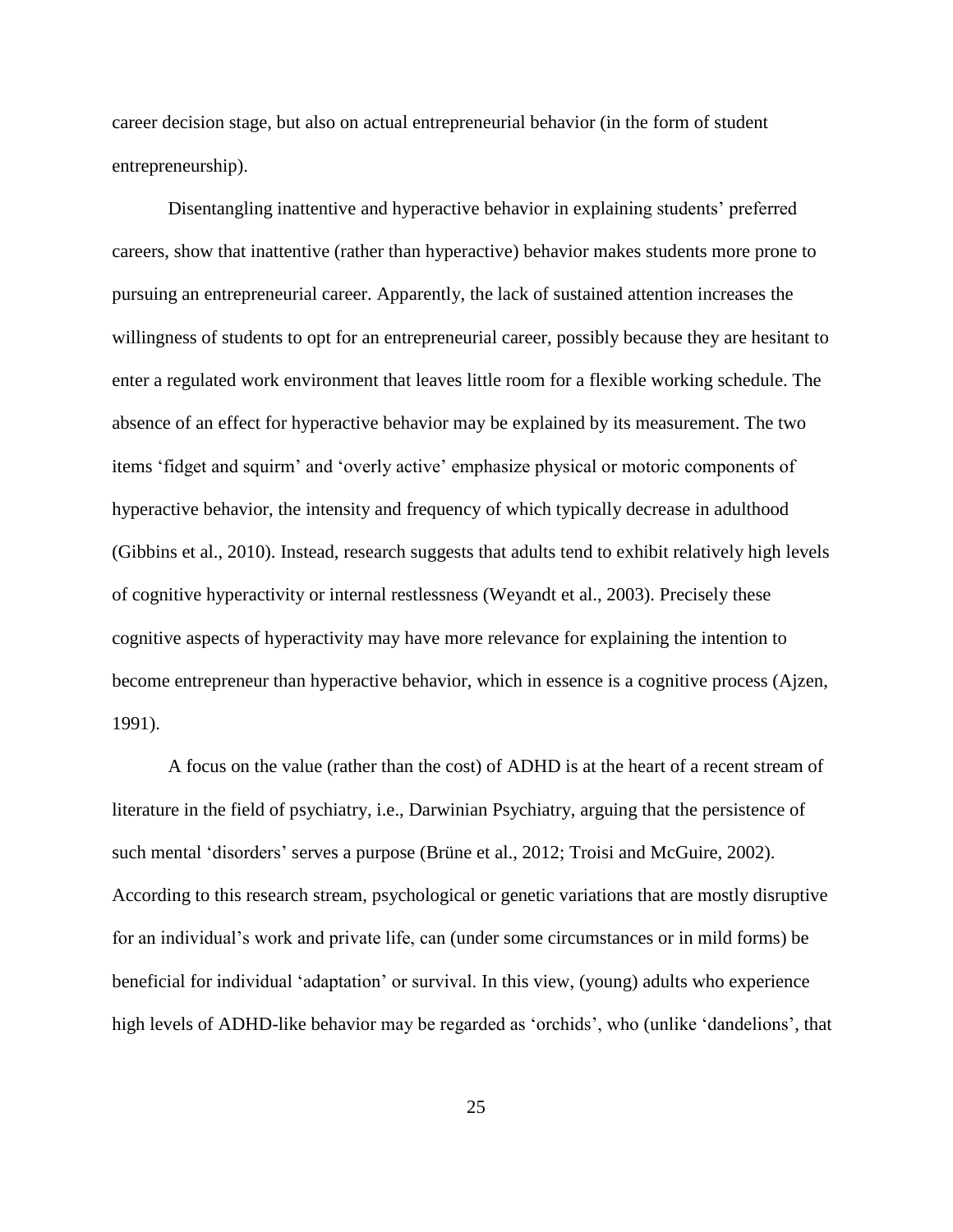career decision stage, but also on actual entrepreneurial behavior (in the form of student entrepreneurship).

Disentangling inattentive and hyperactive behavior in explaining students' preferred careers, show that inattentive (rather than hyperactive) behavior makes students more prone to pursuing an entrepreneurial career. Apparently, the lack of sustained attention increases the willingness of students to opt for an entrepreneurial career, possibly because they are hesitant to enter a regulated work environment that leaves little room for a flexible working schedule. The absence of an effect for hyperactive behavior may be explained by its measurement. The two items 'fidget and squirm' and 'overly active' emphasize physical or motoric components of hyperactive behavior, the intensity and frequency of which typically decrease in adulthood (Gibbins et al., 2010). Instead, research suggests that adults tend to exhibit relatively high levels of cognitive hyperactivity or internal restlessness (Weyandt et al., 2003). Precisely these cognitive aspects of hyperactivity may have more relevance for explaining the intention to become entrepreneur than hyperactive behavior, which in essence is a cognitive process (Ajzen, 1991).

A focus on the value (rather than the cost) of ADHD is at the heart of a recent stream of literature in the field of psychiatry, i.e., Darwinian Psychiatry, arguing that the persistence of such mental 'disorders' serves a purpose (Brüne et al., 2012; Troisi and McGuire, 2002). According to this research stream, psychological or genetic variations that are mostly disruptive for an individual's work and private life, can (under some circumstances or in mild forms) be beneficial for individual 'adaptation' or survival. In this view, (young) adults who experience high levels of ADHD-like behavior may be regarded as 'orchids', who (unlike 'dandelions', that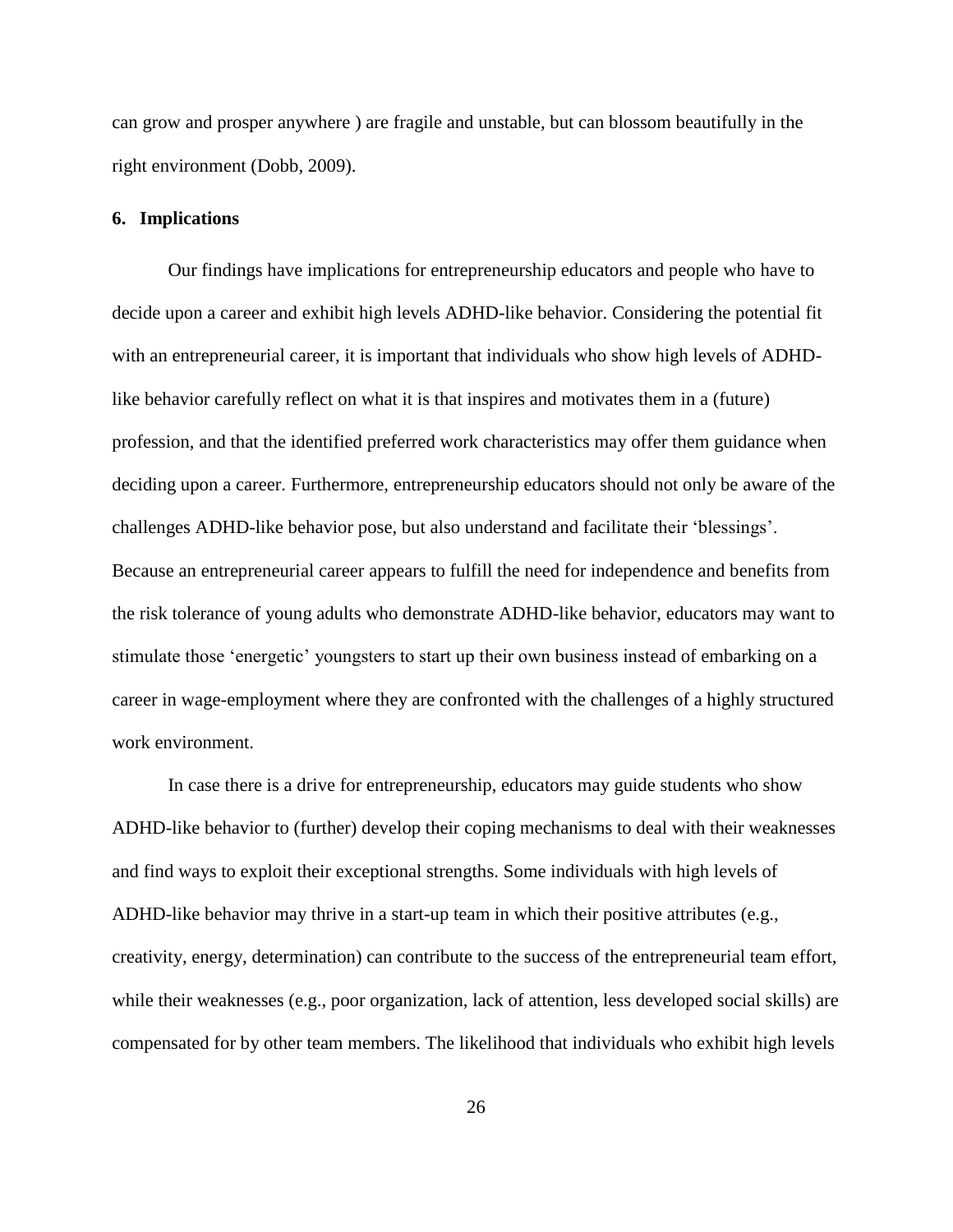can grow and prosper anywhere ) are fragile and unstable, but can blossom beautifully in the right environment (Dobb, 2009).

## 6. Implications

Our findings have implications for entrepreneurship educators and people who have to decide upon a career and exhibit high levels ADHD-like behavior. Considering the potential fit with an entrepreneurial career, it is important that individuals who show high levels of ADHD-like behavior carefully reflect on what it is that inspires and motivates them in a (future) profession, and that the identified preferred work characteristics may offer them guidance when deciding upon a career. Furthermore, entrepreneurship educators should not only be aware of the challenges ADHD-like behavior pose, but also understand and facilitate their 'blessings'. Because an entrepreneurial career appears to fulfill the need for independence and benefits from the risk tolerance of young adults who demonstrate ADHD-like behavior, educators may want to stimulate those 'energetic' youngsters to start up their own business instead of embarking on a career in wage-employment where they are confronted with the challenges of a highly structured work environment.

In case there is a drive for entrepreneurship, educators may guide students who show ADHD-like behavior to (further) develop their coping mechanisms to deal with their weaknesses and find ways to exploit their exceptional strengths. Some individuals with high levels of ADHD-like behavior may thrive in a start-up team in which their positive attributes (e.g., creativity, energy, determination) can contribute to the success of the entrepreneurial team effort, while their weaknesses (e.g., poor organization, lack of attention, less developed social skills) are compensated for by other team members. The likelihood that individuals who exhibit high levels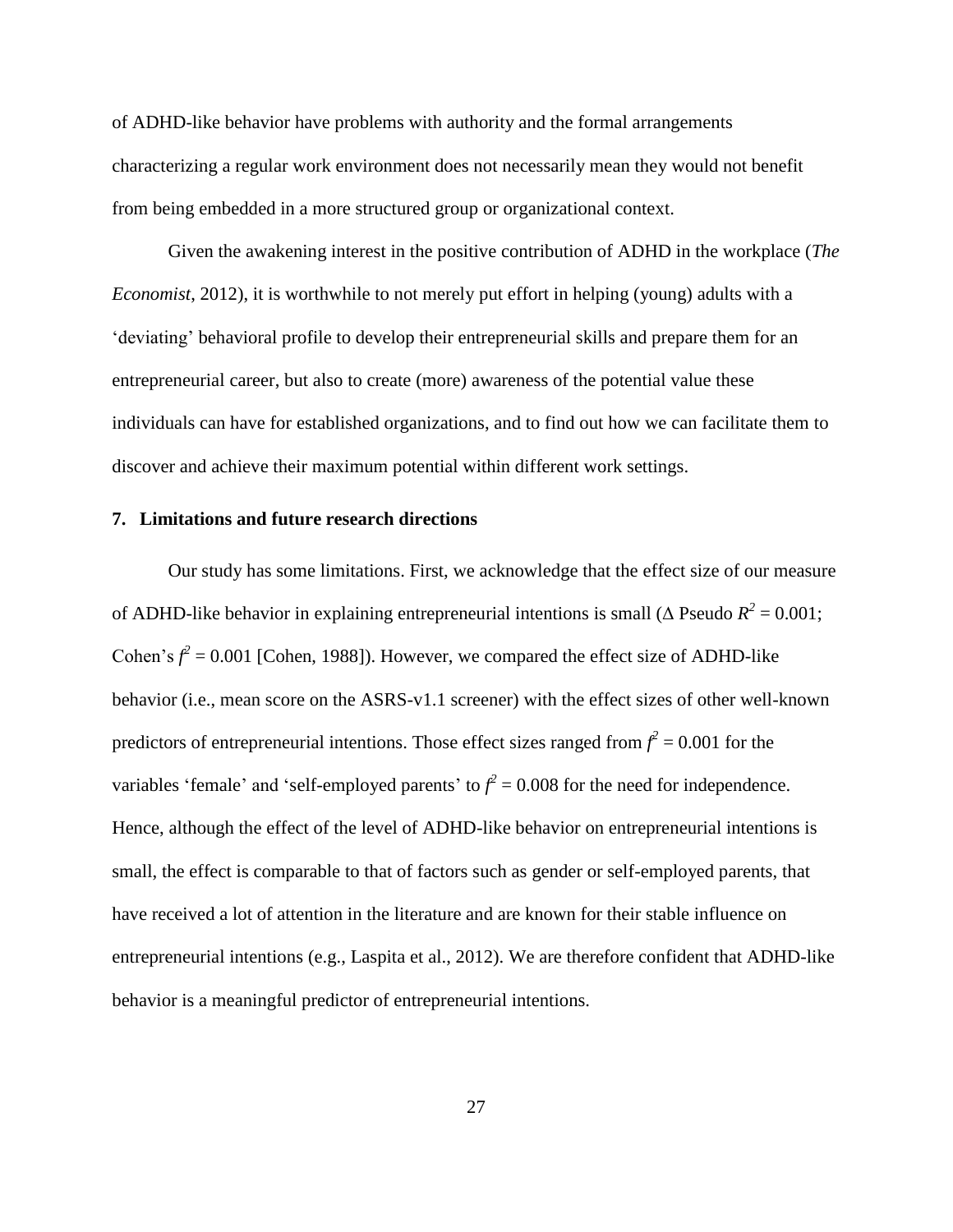of ADHD-like behavior have problems with authority and the formal arrangements characterizing a regular work environment does not necessarily mean they would not benefit from being embedded in a more structured group or organizational context.

Given the awakening interest in the positive contribution of ADHD in the workplace (*The Economist*, 2012), it is worthwhile to not merely put effort in helping (young) adults with a 'deviating' behavioral profile to develop their entrepreneurial skills and prepare them for an entrepreneurial career, but also to create (more) awareness of the potential value these individuals can have for established organizations, and to find out how we can facilitate them to discover and achieve their maximum potential within different work settings.

## 7. Limitations and future research directions

Our study has some limitations. First, we acknowledge that the effect size of our measure of ADHD-like behavior in explaining entrepreneurial intentions is small ($\Delta$ Pseudo $R^2 = 0.001$; Cohen's $f^2 = 0.001$ [Cohen, 1988]). However, we compared the effect size of ADHD-like behavior (i.e., mean score on the ASRS-v1.1 screener) with the effect sizes of other well-known predictors of entrepreneurial intentions. Those effect sizes ranged from $f^2 = 0.001$ for the variables 'female' and 'self-employed parents' to $f^2 = 0.008$ for the need for independence. Hence, although the effect of the level of ADHD-like behavior on entrepreneurial intentions is small, the effect is comparable to that of factors such as gender or self-employed parents, that have received a lot of attention in the literature and are known for their stable influence on entrepreneurial intentions (e.g., Laspita et al., 2012). We are therefore confident that ADHD-like behavior is a meaningful predictor of entrepreneurial intentions.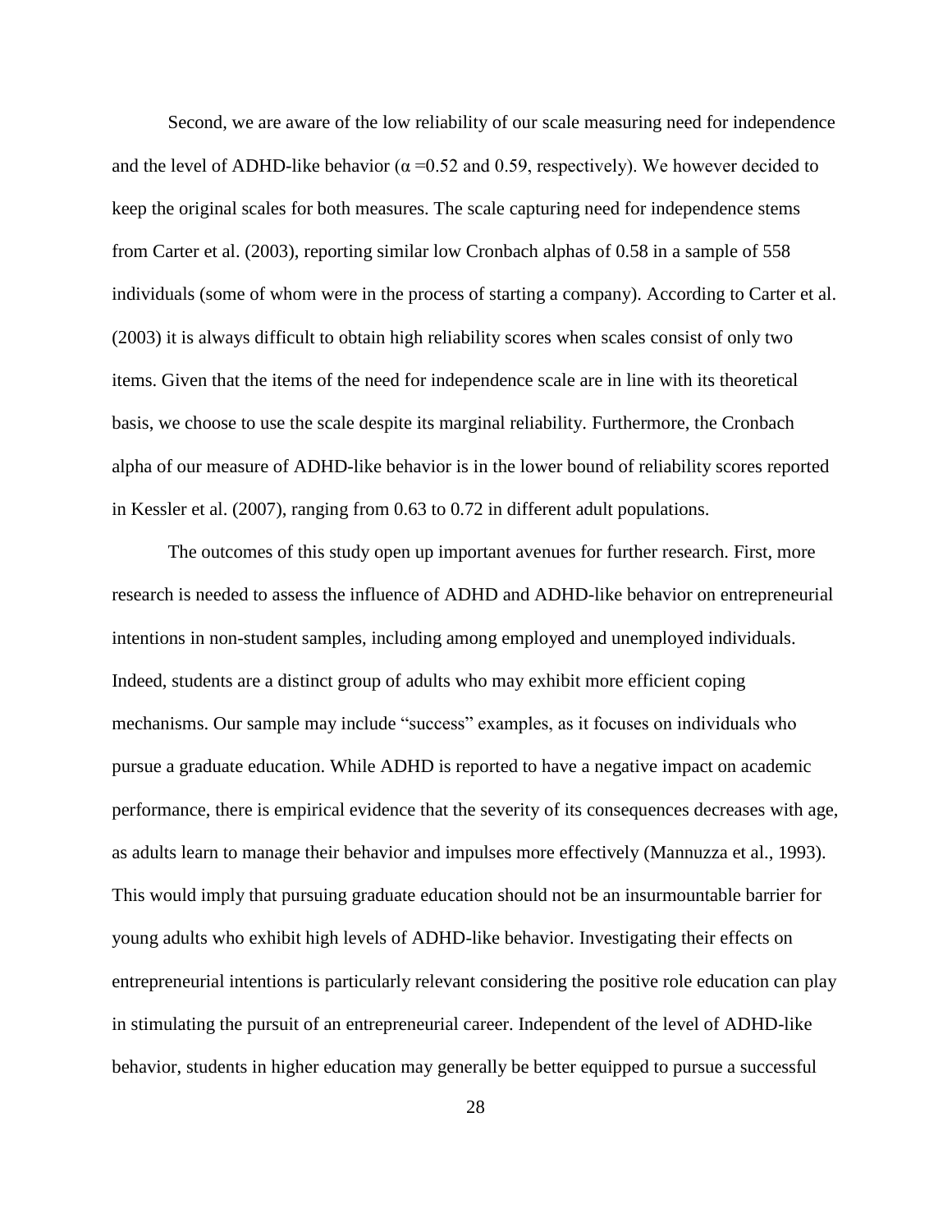Second, we are aware of the low reliability of our scale measuring need for independence and the level of ADHD-like behavior ($\alpha = 0.52$ and 0.59, respectively). We however decided to keep the original scales for both measures. The scale capturing need for independence stems from Carter et al. (2003), reporting similar low Cronbach alphas of 0.58 in a sample of 558 individuals (some of whom were in the process of starting a company). According to Carter et al. (2003) it is always difficult to obtain high reliability scores when scales consist of only two items. Given that the items of the need for independence scale are in line with its theoretical basis, we choose to use the scale despite its marginal reliability. Furthermore, the Cronbach alpha of our measure of ADHD-like behavior is in the lower bound of reliability scores reported in Kessler et al. (2007), ranging from 0.63 to 0.72 in different adult populations.

The outcomes of this study open up important avenues for further research. First, more research is needed to assess the influence of ADHD and ADHD-like behavior on entrepreneurial intentions in non-student samples, including among employed and unemployed individuals. Indeed, students are a distinct group of adults who may exhibit more efficient coping mechanisms. Our sample may include "success" examples, as it focuses on individuals who pursue a graduate education. While ADHD is reported to have a negative impact on academic performance, there is empirical evidence that the severity of its consequences decreases with age, as adults learn to manage their behavior and impulses more effectively (Mannuzza et al., 1993). This would imply that pursuing graduate education should not be an insurmountable barrier for young adults who exhibit high levels of ADHD-like behavior. Investigating their effects on entrepreneurial intentions is particularly relevant considering the positive role education can play in stimulating the pursuit of an entrepreneurial career. Independent of the level of ADHD-like behavior, students in higher education may generally be better equipped to pursue a successful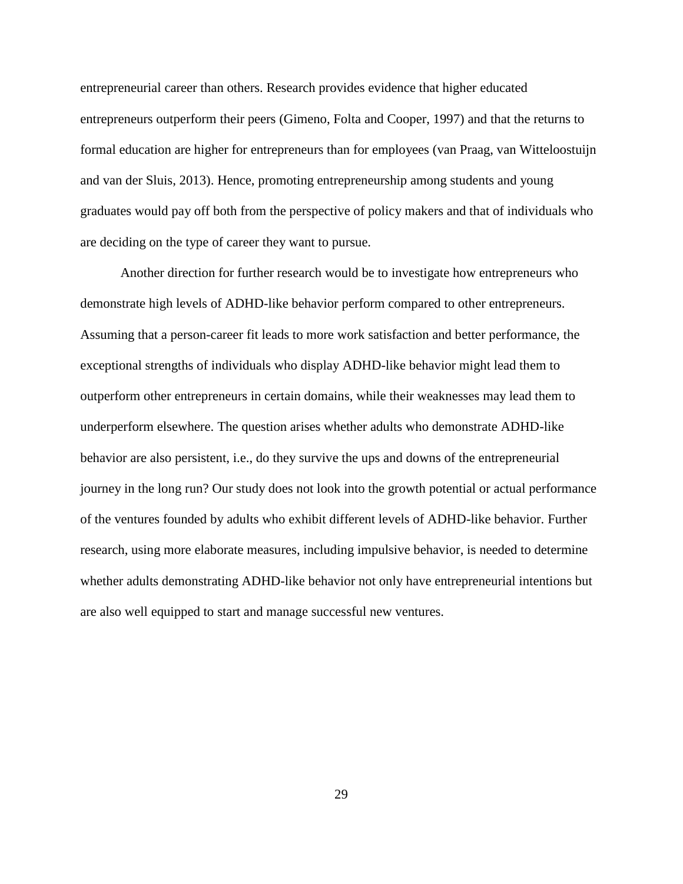entrepreneurial career than others. Research provides evidence that higher educated entrepreneurs outperform their peers (Gimeno, Folta and Cooper, 1997) and that the returns to formal education are higher for entrepreneurs than for employees (van Praag, van Witteloostuijn and van der Sluis, 2013). Hence, promoting entrepreneurship among students and young graduates would pay off both from the perspective of policy makers and that of individuals who are deciding on the type of career they want to pursue.

Another direction for further research would be to investigate how entrepreneurs who demonstrate high levels of ADHD-like behavior perform compared to other entrepreneurs. Assuming that a person-career fit leads to more work satisfaction and better performance, the exceptional strengths of individuals who display ADHD-like behavior might lead them to outperform other entrepreneurs in certain domains, while their weaknesses may lead them to underperform elsewhere. The question arises whether adults who demonstrate ADHD-like behavior are also persistent, i.e., do they survive the ups and downs of the entrepreneurial journey in the long run? Our study does not look into the growth potential or actual performance of the ventures founded by adults who exhibit different levels of ADHD-like behavior. Further research, using more elaborate measures, including impulsive behavior, is needed to determine whether adults demonstrating ADHD-like behavior not only have entrepreneurial intentions but are also well equipped to start and manage successful new ventures.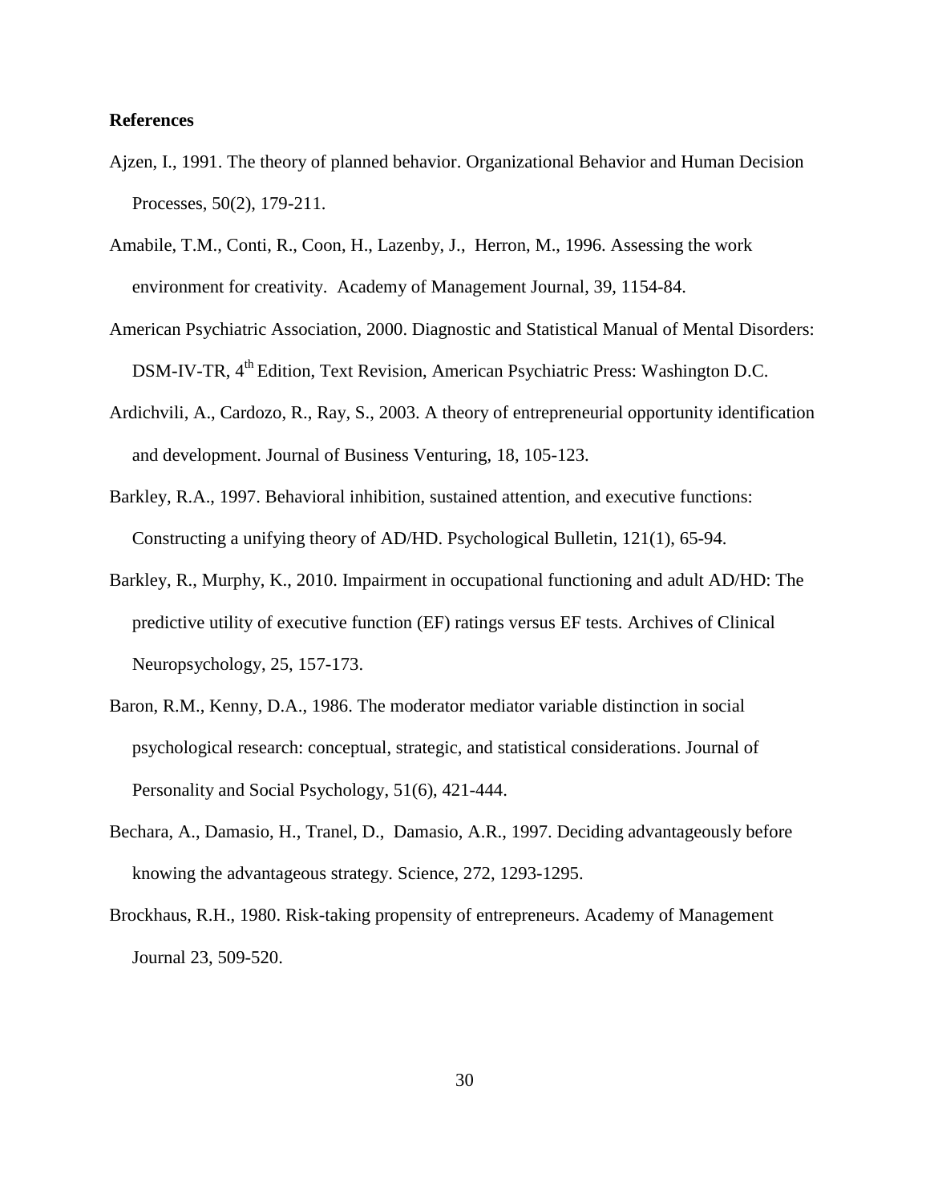**References**

Ajzen, I., 1991. The theory of planned behavior. Organizational Behavior and Human Decision Processes, 50(2), 179-211.

Amabile, T.M., Conti, R., Coon, H., Lazenby, J., Herron, M., 1996. Assessing the work environment for creativity. Academy of Management Journal, 39, 1154-84.

American Psychiatric Association, 2000. Diagnostic and Statistical Manual of Mental Disorders: DSM-IV-TR, 4th Edition, Text Revision, American Psychiatric Press: Washington D.C.

Ardichvili, A., Cardozo, R., Ray, S., 2003. A theory of entrepreneurial opportunity identification and development. Journal of Business Venturing, 18, 105-123.

Barkley, R.A., 1997. Behavioral inhibition, sustained attention, and executive functions: Constructing a unifying theory of AD/HD. Psychological Bulletin, 121(1), 65-94.

Barkley, R., Murphy, K., 2010. Impairment in occupational functioning and adult AD/HD: The predictive utility of executive function (EF) ratings versus EF tests. Archives of Clinical Neuropsychology, 25, 157-173.

Baron, R.M., Kenny, D.A., 1986. The moderator mediator variable distinction in social psychological research: conceptual, strategic, and statistical considerations. Journal of Personality and Social Psychology, 51(6), 421-444.

Bechara, A., Damasio, H., Tranel, D., Damasio, A.R., 1997. Deciding advantageously before knowing the advantageous strategy. Science, 272, 1293-1295.

Brockhaus, R.H., 1980. Risk-taking propensity of entrepreneurs. Academy of Management Journal 23, 509-520.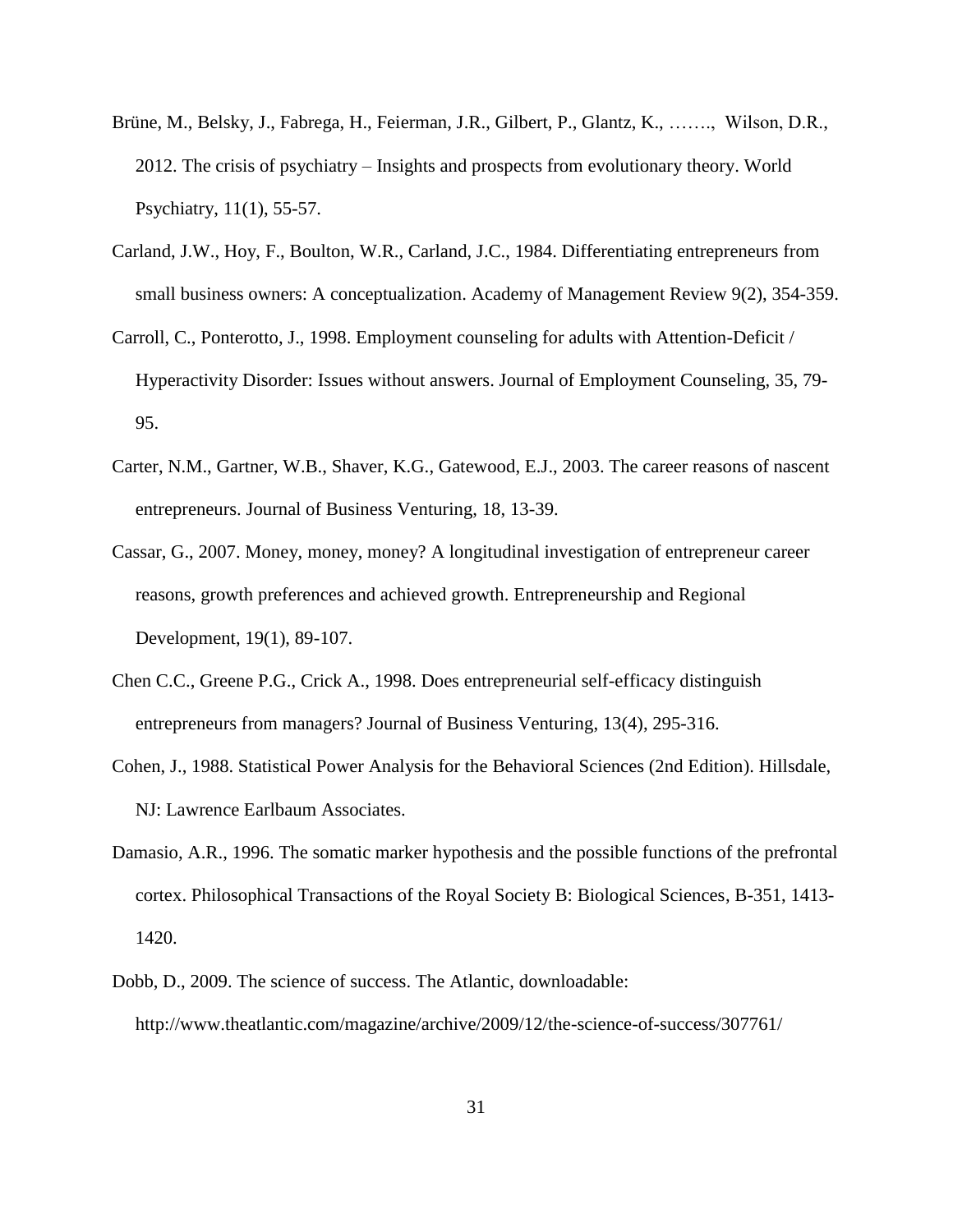Brüne, M., Belsky, J., Fabrega, H., Feierman, J.R., Gilbert, P., Glantz, K., ……., Wilson, D.R., 2012. The crisis of psychiatry – Insights and prospects from evolutionary theory. World Psychiatry, 11(1), 55-57.

Carland, J.W., Hoy, F., Boulton, W.R., Carland, J.C., 1984. Differentiating entrepreneurs from small business owners: A conceptualization. Academy of Management Review 9(2), 354-359.

Carroll, C., Ponterotto, J., 1998. Employment counseling for adults with Attention-Deficit / Hyperactivity Disorder: Issues without answers. Journal of Employment Counseling, 35, 79-95.

Carter, N.M., Gartner, W.B., Shaver, K.G., Gatewood, E.J., 2003. The career reasons of nascent entrepreneurs. Journal of Business Venturing, 18, 13-39.

Cassar, G., 2007. Money, money, money? A longitudinal investigation of entrepreneur career reasons, growth preferences and achieved growth. Entrepreneurship and Regional Development, 19(1), 89-107.

Chen C.C., Greene P.G., Crick A., 1998. Does entrepreneurial self-efficacy distinguish entrepreneurs from managers? Journal of Business Venturing, 13(4), 295-316.

Cohen, J., 1988. Statistical Power Analysis for the Behavioral Sciences (2nd Edition). Hillsdale, NJ: Lawrence Earlbaum Associates.

Damasio, A.R., 1996. The somatic marker hypothesis and the possible functions of the prefrontal cortex. Philosophical Transactions of the Royal Society B: Biological Sciences, B-351, 1413-1420.

Dobb, D., 2009. The science of success. The Atlantic, downloadable: http://www.theatlantic.com/magazine/archive/2009/12/the-science-of-success/307761/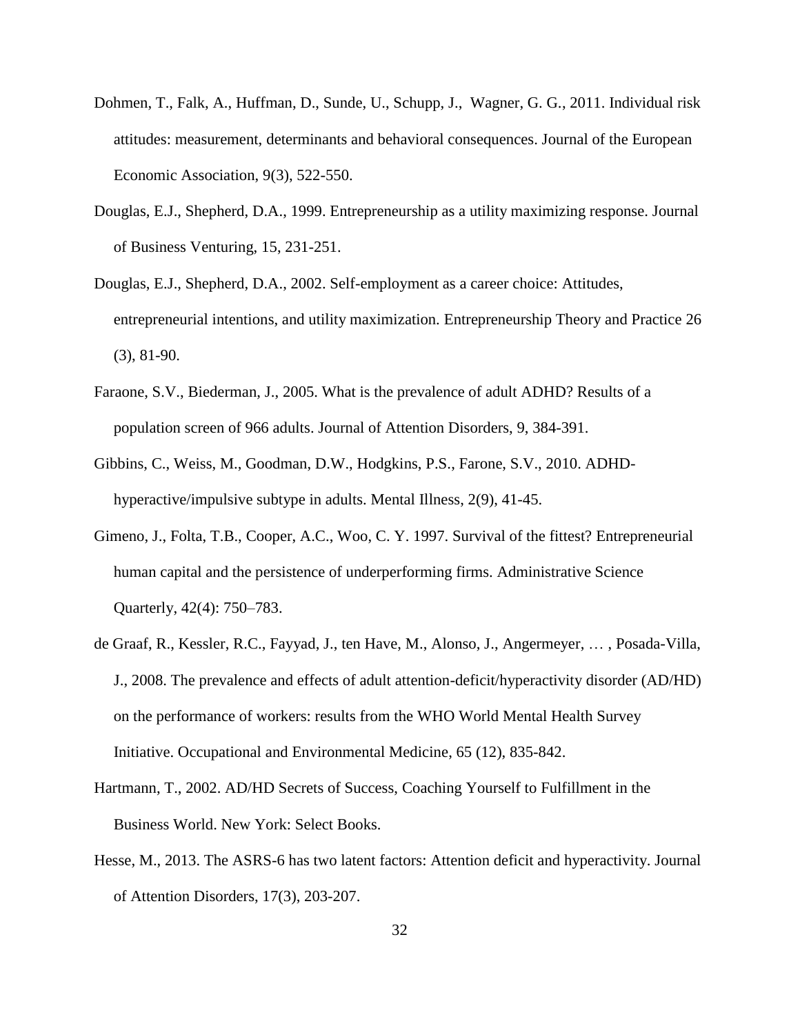Dohmen, T., Falk, A., Huffman, D., Sunde, U., Schupp, J., Wagner, G. G., 2011. Individual risk attitudes: measurement, determinants and behavioral consequences. Journal of the European Economic Association, 9(3), 522-550.

Douglas, E.J., Shepherd, D.A., 1999. Entrepreneurship as a utility maximizing response. Journal of Business Venturing, 15, 231-251.

Douglas, E.J., Shepherd, D.A., 2002. Self-employment as a career choice: Attitudes, entrepreneurial intentions, and utility maximization. Entrepreneurship Theory and Practice 26 (3), 81-90.

Faraone, S.V., Biederman, J., 2005. What is the prevalence of adult ADHD? Results of a population screen of 966 adults. Journal of Attention Disorders, 9, 384-391.

Gibbins, C., Weiss, M., Goodman, D.W., Hodgkins, P.S., Farone, S.V., 2010. ADHD-hyperactive/impulsive subtype in adults. Mental Illness, 2(9), 41-45.

Gimeno, J., Folta, T.B., Cooper, A.C., Woo, C. Y. 1997. Survival of the fittest? Entrepreneurial human capital and the persistence of underperforming firms. Administrative Science Quarterly, 42(4): 750–783.

de Graaf, R., Kessler, R.C., Fayyad, J., ten Have, M., Alonso, J., Angermeyer, … , Posada-Villa, J., 2008. The prevalence and effects of adult attention-deficit/hyperactivity disorder (AD/HD) on the performance of workers: results from the WHO World Mental Health Survey Initiative. Occupational and Environmental Medicine, 65 (12), 835-842.

Hartmann, T., 2002. AD/HD Secrets of Success, Coaching Yourself to Fulfillment in the Business World. New York: Select Books.

Hesse, M., 2013. The ASRS-6 has two latent factors: Attention deficit and hyperactivity. Journal of Attention Disorders, 17(3), 203-207.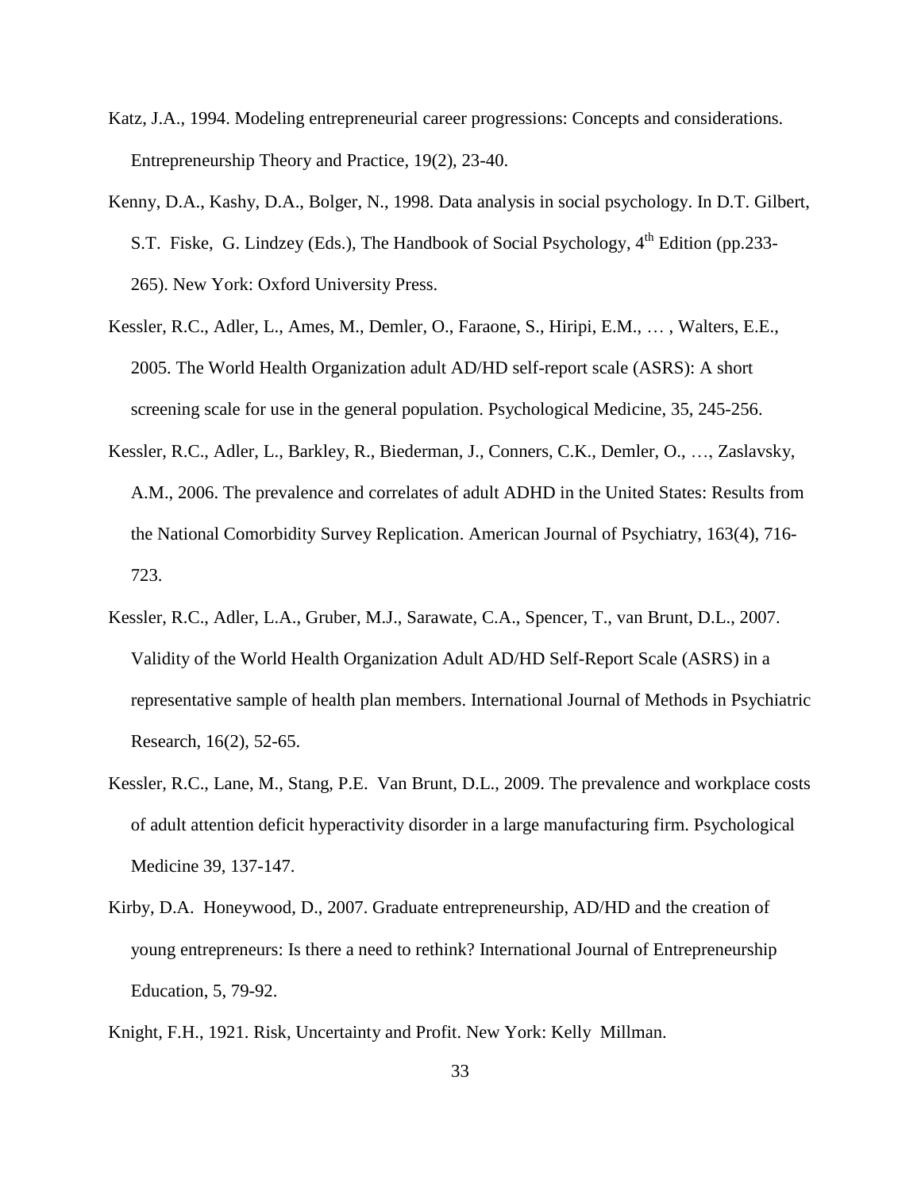Katz, J.A., 1994. Modeling entrepreneurial career progressions: Concepts and considerations. Entrepreneurship Theory and Practice, 19(2), 23-40.

Kenny, D.A., Kashy, D.A., Bolger, N., 1998. Data analysis in social psychology. In D.T. Gilbert, S.T. Fiske, G. Lindzey (Eds.), The Handbook of Social Psychology, 4th Edition (pp.233-265). New York: Oxford University Press.

Kessler, R.C., Adler, L., Ames, M., Demler, O., Faraone, S., Hiripi, E.M., … , Walters, E.E., 2005. The World Health Organization adult AD/HD self-report scale (ASRS): A short screening scale for use in the general population. Psychological Medicine, 35, 245-256.

Kessler, R.C., Adler, L., Barkley, R., Biederman, J., Conners, C.K., Demler, O., …, Zaslavsky, A.M., 2006. The prevalence and correlates of adult ADHD in the United States: Results from the National Comorbidity Survey Replication. American Journal of Psychiatry, 163(4), 716-723.

Kessler, R.C., Adler, L.A., Gruber, M.J., Sarawate, C.A., Spencer, T., van Brunt, D.L., 2007. Validity of the World Health Organization Adult AD/HD Self-Report Scale (ASRS) in a representative sample of health plan members. International Journal of Methods in Psychiatric Research, 16(2), 52-65.

Kessler, R.C., Lane, M., Stang, P.E. Van Brunt, D.L., 2009. The prevalence and workplace costs of adult attention deficit hyperactivity disorder in a large manufacturing firm. Psychological Medicine 39, 137-147.

Kirby, D.A. Honeywood, D., 2007. Graduate entrepreneurship, AD/HD and the creation of young entrepreneurs: Is there a need to rethink? International Journal of Entrepreneurship Education, 5, 79-92.

Knight, F.H., 1921. Risk, Uncertainty and Profit. New York: Kelly Millman.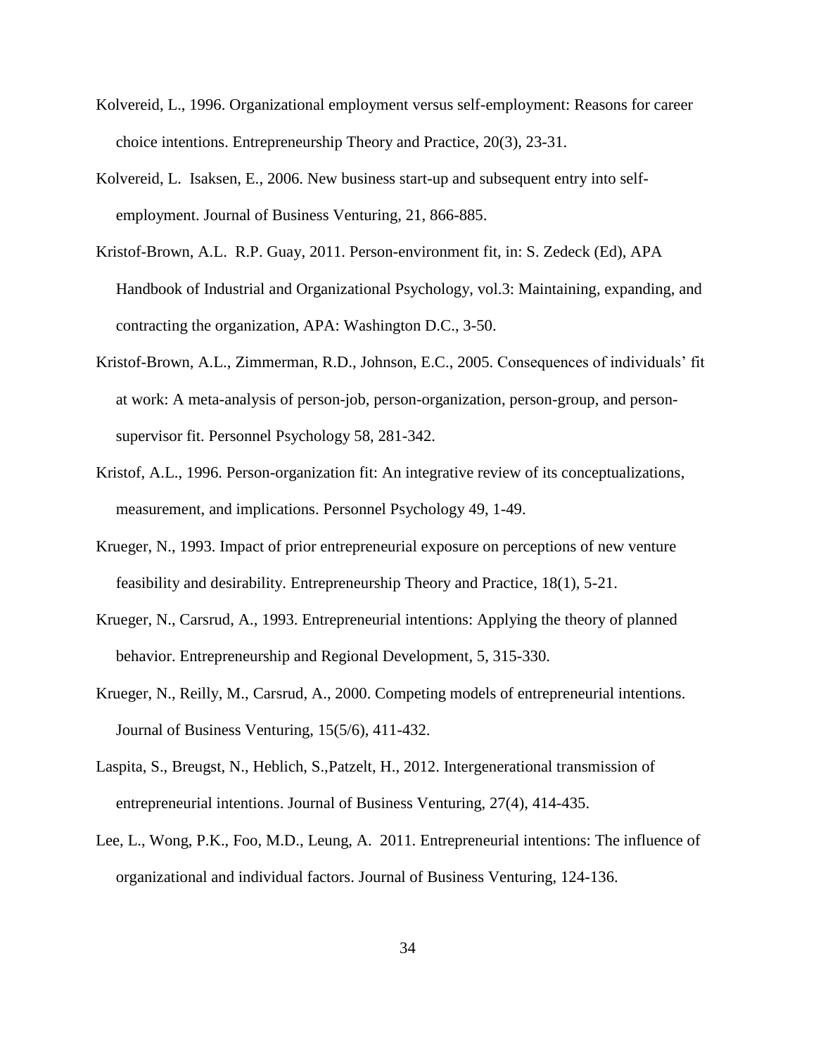Kolvereid, L., 1996. Organizational employment versus self-employment: Reasons for career choice intentions. Entrepreneurship Theory and Practice, 20(3), 23-31.

Kolvereid, L.  Isaksen, E., 2006. New business start-up and subsequent entry into self-employment. Journal of Business Venturing, 21, 866-885.

Kristof-Brown, A.L.  R.P. Guay, 2011. Person-environment fit, in: S. Zedeck (Ed), APA Handbook of Industrial and Organizational Psychology, vol.3: Maintaining, expanding, and contracting the organization, APA: Washington D.C., 3-50.

Kristof-Brown, A.L., Zimmerman, R.D., Johnson, E.C., 2005. Consequences of individuals' fit at work: A meta-analysis of person-job, person-organization, person-group, and person-supervisor fit. Personnel Psychology 58, 281-342.

Kristof, A.L., 1996. Person-organization fit: An integrative review of its conceptualizations, measurement, and implications. Personnel Psychology 49, 1-49.

Krueger, N., 1993. Impact of prior entrepreneurial exposure on perceptions of new venture feasibility and desirability. Entrepreneurship Theory and Practice, 18(1), 5-21.

Krueger, N., Carsrud, A., 1993. Entrepreneurial intentions: Applying the theory of planned behavior. Entrepreneurship and Regional Development, 5, 315-330.

Krueger, N., Reilly, M., Carsrud, A., 2000. Competing models of entrepreneurial intentions. Journal of Business Venturing, 15(5/6), 411-432.

Laspita, S., Breugst, N., Heblich, S.,Patzelt, H., 2012. Intergenerational transmission of entrepreneurial intentions. Journal of Business Venturing, 27(4), 414-435.

Lee, L., Wong, P.K., Foo, M.D., Leung, A.  2011. Entrepreneurial intentions: The influence of organizational and individual factors. Journal of Business Venturing, 124-136.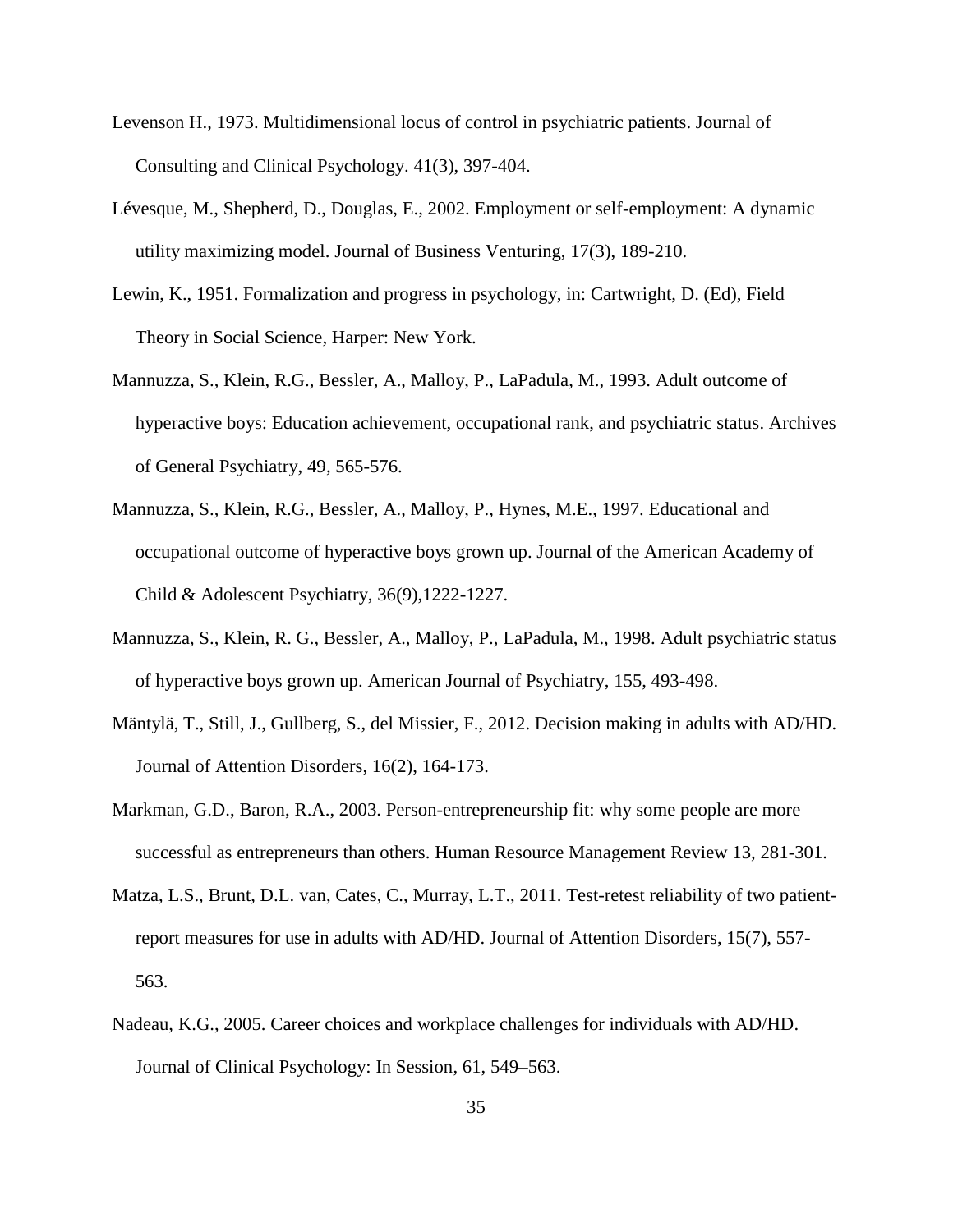Levenson H., 1973. Multidimensional locus of control in psychiatric patients. Journal of Consulting and Clinical Psychology. 41(3), 397-404.

Lévesque, M., Shepherd, D., Douglas, E., 2002. Employment or self-employment: A dynamic utility maximizing model. Journal of Business Venturing, 17(3), 189-210.

Lewin, K., 1951. Formalization and progress in psychology, in: Cartwright, D. (Ed), Field Theory in Social Science, Harper: New York.

Mannuzza, S., Klein, R.G., Bessler, A., Malloy, P., LaPadula, M., 1993. Adult outcome of hyperactive boys: Education achievement, occupational rank, and psychiatric status. Archives of General Psychiatry, 49, 565-576.

Mannuzza, S., Klein, R.G., Bessler, A., Malloy, P., Hynes, M.E., 1997. Educational and occupational outcome of hyperactive boys grown up. Journal of the American Academy of Child & Adolescent Psychiatry, 36(9),1222-1227.

Mannuzza, S., Klein, R. G., Bessler, A., Malloy, P., LaPadula, M., 1998. Adult psychiatric status of hyperactive boys grown up. American Journal of Psychiatry, 155, 493-498.

Mäntylä, T., Still, J., Gullberg, S., del Missier, F., 2012. Decision making in adults with AD/HD. Journal of Attention Disorders, 16(2), 164-173.

Markman, G.D., Baron, R.A., 2003. Person-entrepreneurship fit: why some people are more successful as entrepreneurs than others. Human Resource Management Review 13, 281-301.

Matza, L.S., Brunt, D.L. van, Cates, C., Murray, L.T., 2011. Test-retest reliability of two patient-report measures for use in adults with AD/HD. Journal of Attention Disorders, 15(7), 557-563.

Nadeau, K.G., 2005. Career choices and workplace challenges for individuals with AD/HD. Journal of Clinical Psychology: In Session, 61, 549–563.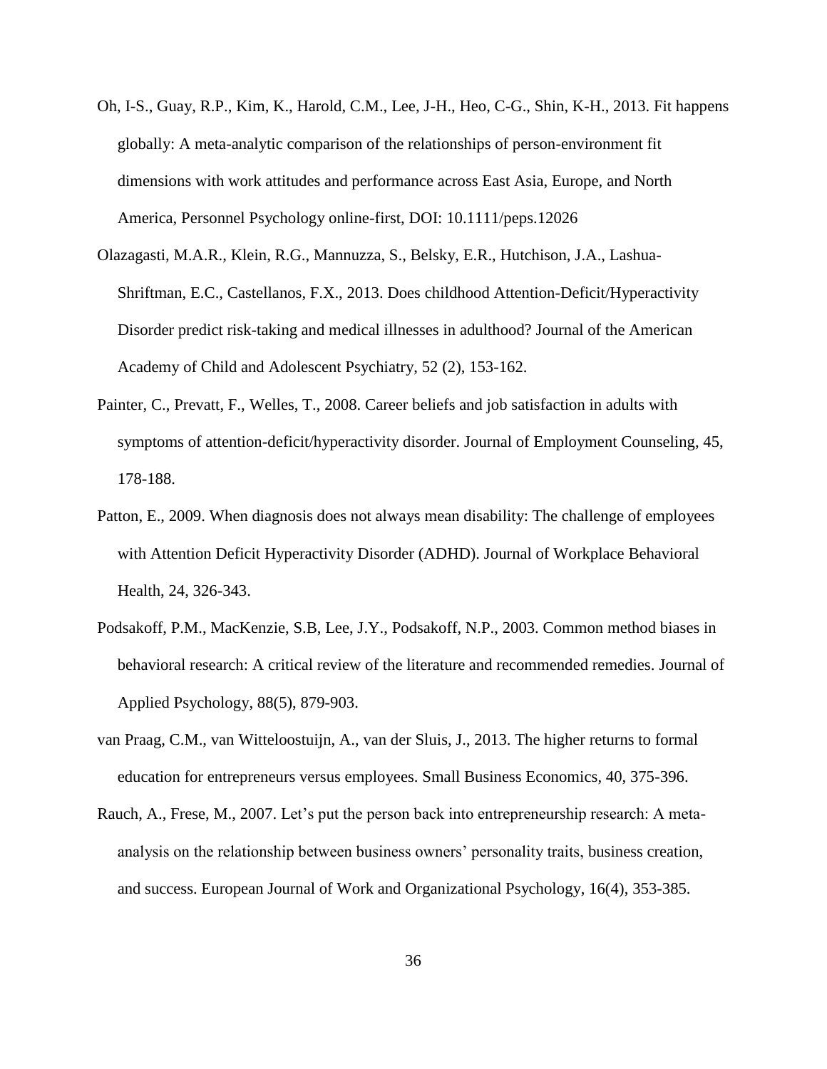Oh, I-S., Guay, R.P., Kim, K., Harold, C.M., Lee, J-H., Heo, C-G., Shin, K-H., 2013. Fit happens globally: A meta-analytic comparison of the relationships of person-environment fit dimensions with work attitudes and performance across East Asia, Europe, and North America, Personnel Psychology online-first, DOI: 10.1111/peps.12026

Olazagasti, M.A.R., Klein, R.G., Mannuzza, S., Belsky, E.R., Hutchison, J.A., Lashua-Shriftman, E.C., Castellanos, F.X., 2013. Does childhood Attention-Deficit/Hyperactivity Disorder predict risk-taking and medical illnesses in adulthood? Journal of the American Academy of Child and Adolescent Psychiatry, 52 (2), 153-162.

Painter, C., Prevatt, F., Welles, T., 2008. Career beliefs and job satisfaction in adults with symptoms of attention-deficit/hyperactivity disorder. Journal of Employment Counseling, 45, 178-188.

Patton, E., 2009. When diagnosis does not always mean disability: The challenge of employees with Attention Deficit Hyperactivity Disorder (ADHD). Journal of Workplace Behavioral Health, 24, 326-343.

Podsakoff, P.M., MacKenzie, S.B, Lee, J.Y., Podsakoff, N.P., 2003. Common method biases in behavioral research: A critical review of the literature and recommended remedies. Journal of Applied Psychology, 88(5), 879-903.

van Praag, C.M., van Witteloostuijn, A., van der Sluis, J., 2013. The higher returns to formal education for entrepreneurs versus employees. Small Business Economics, 40, 375-396.

Rauch, A., Frese, M., 2007. Let's put the person back into entrepreneurship research: A meta-analysis on the relationship between business owners' personality traits, business creation, and success. European Journal of Work and Organizational Psychology, 16(4), 353-385.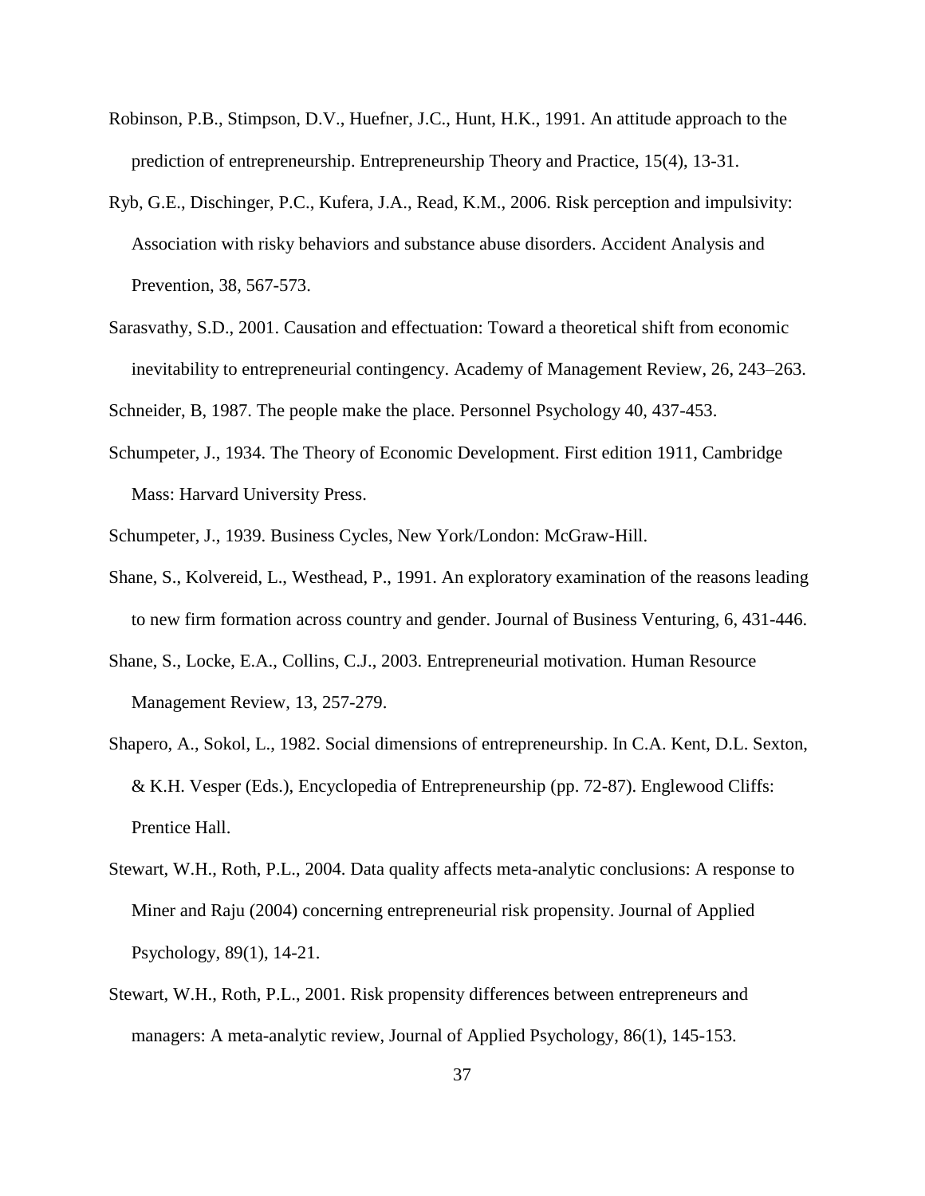Robinson, P.B., Stimpson, D.V., Huefner, J.C., Hunt, H.K., 1991. An attitude approach to the prediction of entrepreneurship. Entrepreneurship Theory and Practice, 15(4), 13-31.

Ryb, G.E., Dischinger, P.C., Kufera, J.A., Read, K.M., 2006. Risk perception and impulsivity: Association with risky behaviors and substance abuse disorders. Accident Analysis and Prevention, 38, 567-573.

Sarasvathy, S.D., 2001. Causation and effectuation: Toward a theoretical shift from economic inevitability to entrepreneurial contingency. Academy of Management Review, 26, 243–263.

Schneider, B, 1987. The people make the place. Personnel Psychology 40, 437-453.

Schumpeter, J., 1934. The Theory of Economic Development. First edition 1911, Cambridge Mass: Harvard University Press.

Schumpeter, J., 1939. Business Cycles, New York/London: McGraw-Hill.

Shane, S., Kolvereid, L., Westhead, P., 1991. An exploratory examination of the reasons leading to new firm formation across country and gender. Journal of Business Venturing, 6, 431-446.

Shane, S., Locke, E.A., Collins, C.J., 2003. Entrepreneurial motivation. Human Resource Management Review, 13, 257-279.

Shapero, A., Sokol, L., 1982. Social dimensions of entrepreneurship. In C.A. Kent, D.L. Sexton, & K.H. Vesper (Eds.), Encyclopedia of Entrepreneurship (pp. 72-87). Englewood Cliffs: Prentice Hall.

Stewart, W.H., Roth, P.L., 2004. Data quality affects meta-analytic conclusions: A response to Miner and Raju (2004) concerning entrepreneurial risk propensity. Journal of Applied Psychology, 89(1), 14-21.

Stewart, W.H., Roth, P.L., 2001. Risk propensity differences between entrepreneurs and managers: A meta-analytic review, Journal of Applied Psychology, 86(1), 145-153.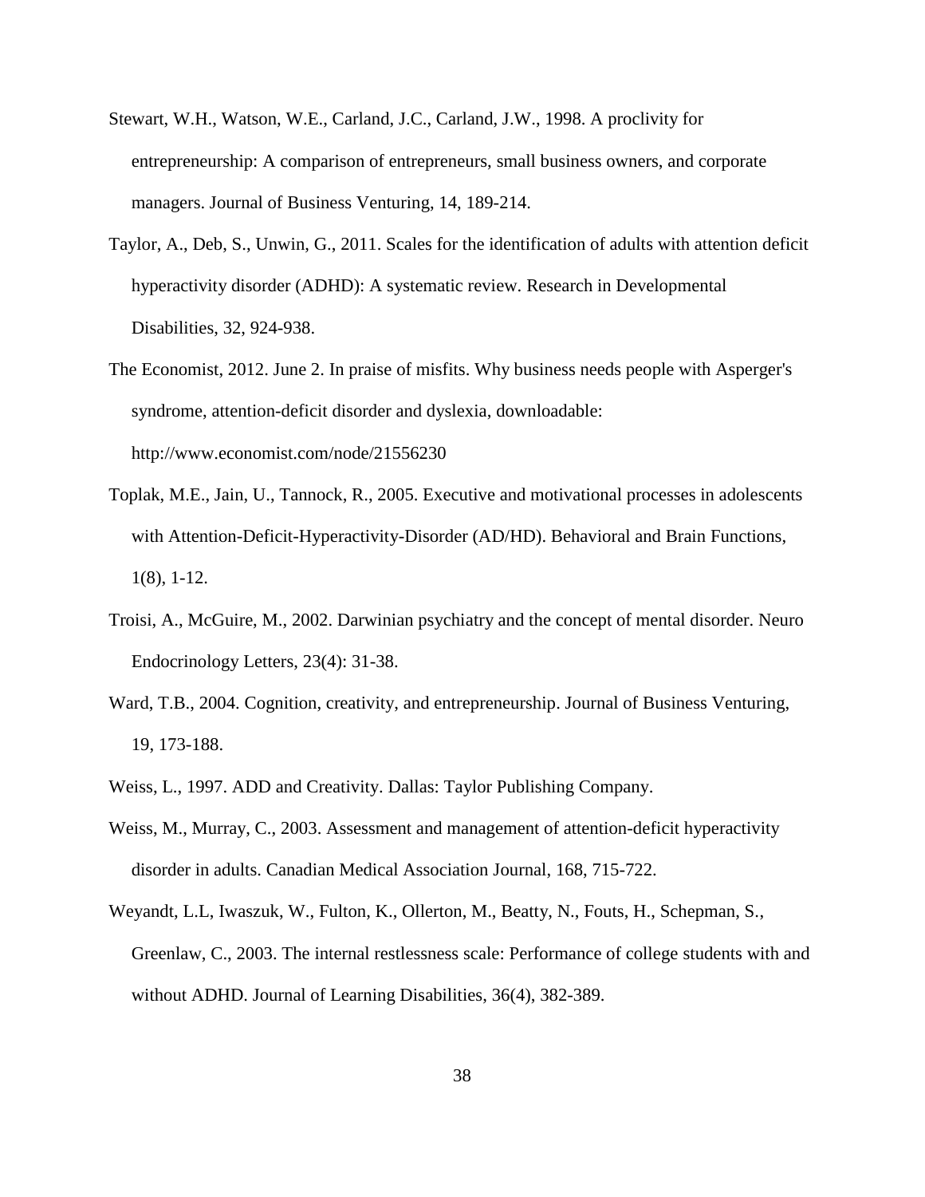Stewart, W.H., Watson, W.E., Carland, J.C., Carland, J.W., 1998. A proclivity for entrepreneurship: A comparison of entrepreneurs, small business owners, and corporate managers. Journal of Business Venturing, 14, 189-214.

Taylor, A., Deb, S., Unwin, G., 2011. Scales for the identification of adults with attention deficit hyperactivity disorder (ADHD): A systematic review. Research in Developmental Disabilities, 32, 924-938.

The Economist, 2012. June 2. In praise of misfits. Why business needs people with Asperger's syndrome, attention-deficit disorder and dyslexia, downloadable: http://www.economist.com/node/21556230

Toplak, M.E., Jain, U., Tannock, R., 2005. Executive and motivational processes in adolescents with Attention-Deficit-Hyperactivity-Disorder (AD/HD). Behavioral and Brain Functions, 1(8), 1-12.

Troisi, A., McGuire, M., 2002. Darwinian psychiatry and the concept of mental disorder. Neuro Endocrinology Letters, 23(4): 31-38.

Ward, T.B., 2004. Cognition, creativity, and entrepreneurship. Journal of Business Venturing, 19, 173-188.

Weiss, L., 1997. ADD and Creativity. Dallas: Taylor Publishing Company.

Weiss, M., Murray, C., 2003. Assessment and management of attention-deficit hyperactivity disorder in adults. Canadian Medical Association Journal, 168, 715-722.

Weyandt, L.L, Iwaszuk, W., Fulton, K., Ollerton, M., Beatty, N., Fouts, H., Schepman, S., Greenlaw, C., 2003. The internal restlessness scale: Performance of college students with and without ADHD. Journal of Learning Disabilities, 36(4), 382-389.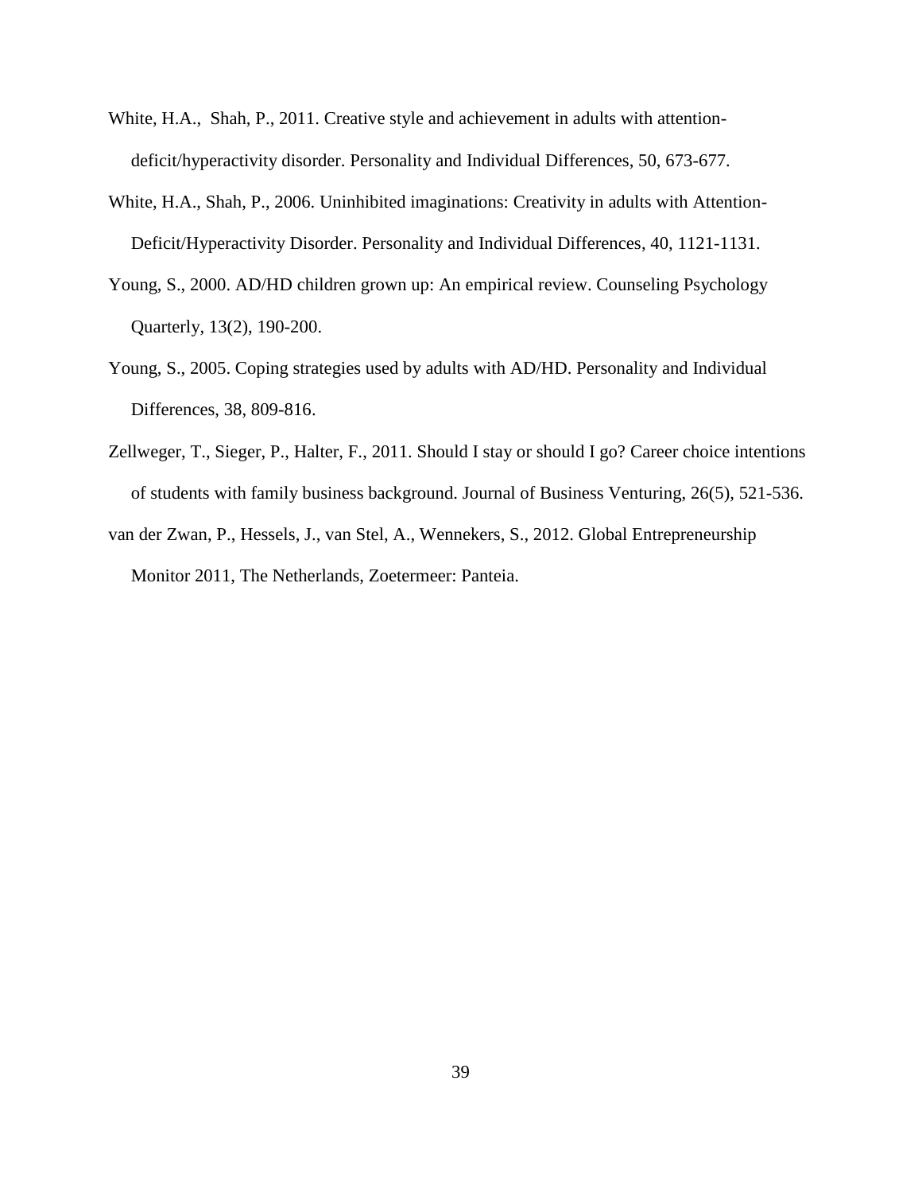White, H.A., Shah, P., 2011. Creative style and achievement in adults with attention-deficit/hyperactivity disorder. Personality and Individual Differences, 50, 673-677.

White, H.A., Shah, P., 2006. Uninhibited imaginations: Creativity in adults with Attention-Deficit/Hyperactivity Disorder. Personality and Individual Differences, 40, 1121-1131.

Young, S., 2000. AD/HD children grown up: An empirical review. Counseling Psychology Quarterly, 13(2), 190-200.

Young, S., 2005. Coping strategies used by adults with AD/HD. Personality and Individual Differences, 38, 809-816.

Zellweger, T., Sieger, P., Halter, F., 2011. Should I stay or should I go? Career choice intentions of students with family business background. Journal of Business Venturing, 26(5), 521-536.

van der Zwan, P., Hessels, J., van Stel, A., Wennekers, S., 2012. Global Entrepreneurship Monitor 2011, The Netherlands, Zoetermeer: Panteia.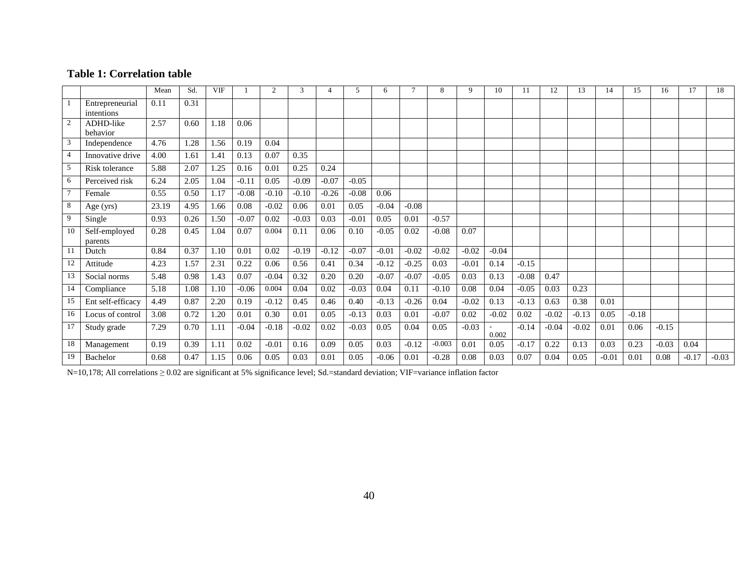**Table 1: Correlation table**

| | | Mean | Sd. | VIF | 1 | 2 | 3 | 4 | 5 | 6 | 7 | 8 | 9 | 10 | 11 | 12 | 13 | 14 | 15 | 16 | 17 | 18 |
|---|---|---|---|---|---|---|---|---|---|---|---|---|---|---|---|---|---|---|---|---|---|---|
| 1 | Entrepreneurial intentions | 0.11 | 0.31 | | | | | | | | | | | | | | | | | | | |
| 2 | ADHD-like behavior | 2.57 | 0.60 | 1.18 | 0.06 | | | | | | | | | | | | | | | | | |
| 3 | Independence | 4.76 | 1.28 | 1.56 | 0.19 | 0.04 | | | | | | | | | | | | | | | | |
| 4 | Innovative drive | 4.00 | 1.61 | 1.41 | 0.13 | 0.07 | 0.35 | | | | | | | | | | | | | | | |
| 5 | Risk tolerance | 5.88 | 2.07 | 1.25 | 0.16 | 0.01 | 0.25 | 0.24 | | | | | | | | | | | | | | |
| 6 | Perceived risk | 6.24 | 2.05 | 1.04 | -0.11 | 0.05 | -0.09 | -0.07 | -0.05 | | | | | | | | | | | | | |
| 7 | Female | 0.55 | 0.50 | 1.17 | -0.08 | -0.10 | -0.10 | -0.26 | -0.08 | 0.06 | | | | | | | | | | | | |
| 8 | Age (yrs) | 23.19 | 4.95 | 1.66 | 0.08 | -0.02 | 0.06 | 0.01 | 0.05 | -0.04 | -0.08 | | | | | | | | | | | |
| 9 | Single | 0.93 | 0.26 | 1.50 | -0.07 | 0.02 | -0.03 | 0.03 | -0.01 | 0.05 | 0.01 | -0.57 | | | | | | | | | | |
| 10 | Self-employed parents | 0.28 | 0.45 | 1.04 | 0.07 | 0.004 | 0.11 | 0.06 | 0.10 | -0.05 | 0.02 | -0.08 | 0.07 | | | | | | | | | |
| 11 | Dutch | 0.84 | 0.37 | 1.10 | 0.01 | 0.02 | -0.19 | -0.12 | -0.07 | -0.01 | -0.02 | -0.02 | -0.02 | -0.04 | | | | | | | | |
| 12 | Attitude | 4.23 | 1.57 | 2.31 | 0.22 | 0.06 | 0.56 | 0.41 | 0.34 | -0.12 | -0.25 | 0.03 | -0.01 | 0.14 | -0.15 | | | | | | | |
| 13 | Social norms | 5.48 | 0.98 | 1.43 | 0.07 | -0.04 | 0.32 | 0.20 | 0.20 | -0.07 | -0.07 | -0.05 | 0.03 | 0.13 | -0.08 | 0.47 | | | | | | |
| 14 | Compliance | 5.18 | 1.08 | 1.10 | -0.06 | 0.004 | 0.04 | 0.02 | -0.03 | 0.04 | 0.11 | -0.10 | 0.08 | 0.04 | -0.05 | 0.03 | 0.23 | | | | | |
| 15 | Ent self-efficacy | 4.49 | 0.87 | 2.20 | 0.19 | -0.12 | 0.45 | 0.46 | 0.40 | -0.13 | -0.26 | 0.04 | -0.02 | 0.13 | -0.13 | 0.63 | 0.38 | 0.01 | | | | |
| 16 | Locus of control | 3.08 | 0.72 | 1.20 | 0.01 | 0.30 | 0.01 | 0.05 | -0.13 | 0.03 | 0.01 | -0.07 | 0.02 | -0.02 | 0.02 | -0.02 | -0.13 | 0.05 | -0.18 | | | |
| 17 | Study grade | 7.29 | 0.70 | 1.11 | -0.04 | -0.18 | -0.02 | 0.02 | -0.03 | 0.05 | 0.04 | 0.05 | -0.03 | -0.002 | -0.14 | -0.04 | -0.02 | 0.01 | 0.06 | -0.15 | | |
| 18 | Management | 0.19 | 0.39 | 1.11 | 0.02 | -0.01 | 0.16 | 0.09 | 0.05 | 0.03 | -0.12 | -0.003 | 0.01 | 0.05 | -0.17 | 0.22 | 0.13 | 0.03 | 0.23 | -0.03 | 0.04 | |
| 19 | Bachelor | 0.68 | 0.47 | 1.15 | 0.06 | 0.05 | 0.03 | 0.01 | 0.05 | -0.06 | 0.01 | -0.28 | 0.08 | 0.03 | 0.07 | 0.04 | 0.05 | -0.01 | 0.01 | 0.08 | -0.17 | -0.03 |

N=10,178; All correlations ≥ 0.02 are significant at 5% significance level; Sd.=standard deviation; VIF=variance inflation factor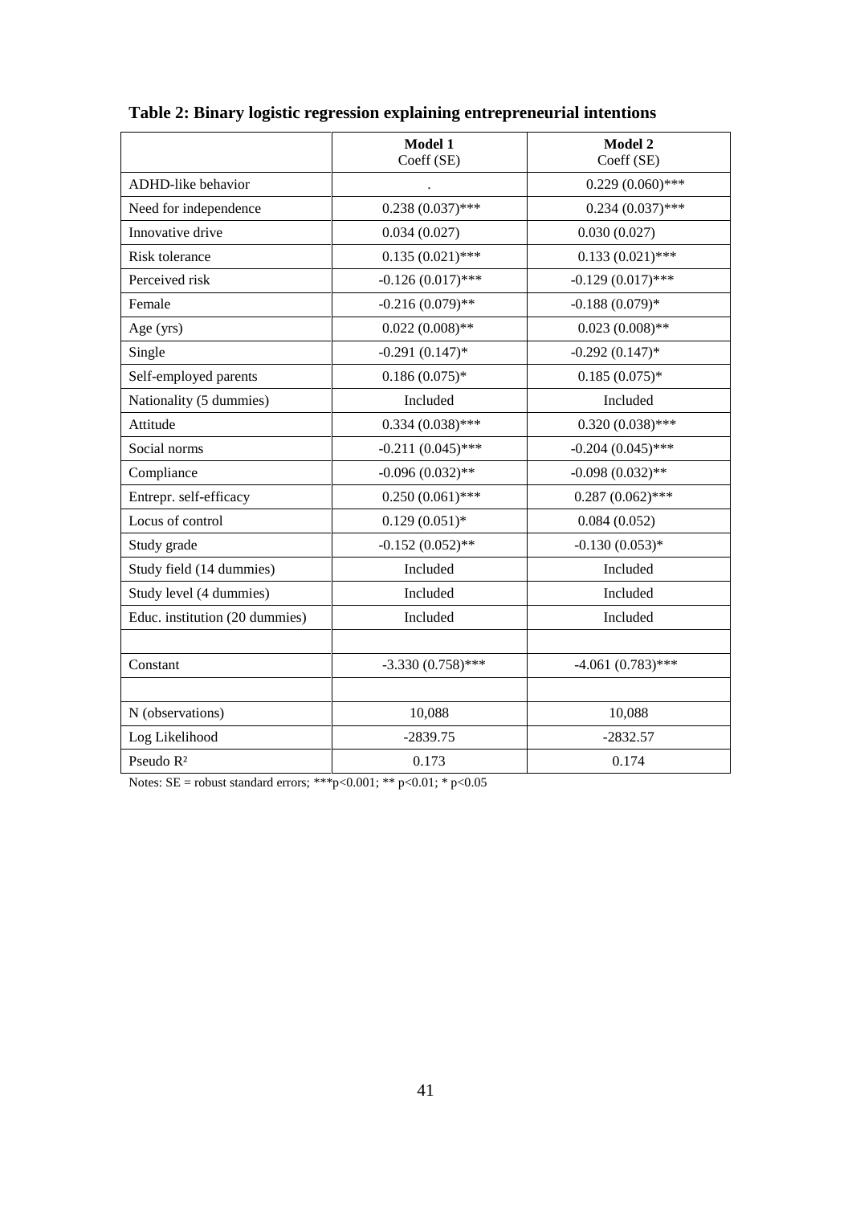**Table 2: Binary logistic regression explaining entrepreneurial intentions**

| | **Model 1**<br>Coeff (SE) | **Model 2**<br>Coeff (SE) |
|---|---|---|
| ADHD-like behavior | . | 0.229 (0.060)*** |
| Need for independence | 0.238 (0.037)*** | 0.234 (0.037)*** |
| Innovative drive | 0.034 (0.027) | 0.030 (0.027) |
| Risk tolerance | 0.135 (0.021)*** | 0.133 (0.021)*** |
| Perceived risk | -0.126 (0.017)*** | -0.129 (0.017)*** |
| Female | -0.216 (0.079)** | -0.188 (0.079)* |
| Age (yrs) | 0.022 (0.008)** | 0.023 (0.008)** |
| Single | -0.291 (0.147)* | -0.292 (0.147)* |
| Self-employed parents | 0.186 (0.075)* | 0.185 (0.075)* |
| Nationality (5 dummies) | Included | Included |
| Attitude | 0.334 (0.038)*** | 0.320 (0.038)*** |
| Social norms | -0.211 (0.045)*** | -0.204 (0.045)*** |
| Compliance | -0.096 (0.032)** | -0.098 (0.032)** |
| Entrepr. self-efficacy | 0.250 (0.061)*** | 0.287 (0.062)*** |
| Locus of control | 0.129 (0.051)* | 0.084 (0.052) |
| Study grade | -0.152 (0.052)** | -0.130 (0.053)* |
| Study field (14 dummies) | Included | Included |
| Study level (4 dummies) | Included | Included |
| Educ. institution (20 dummies) | Included | Included |
| | | |
| Constant | -3.330 (0.758)*** | -4.061 (0.783)*** |
| | | |
| N (observations) | 10,088 | 10,088 |
| Log Likelihood | -2839.75 | -2832.57 |
| Pseudo $R^2$ | 0.173 | 0.174 |

Notes: SE = robust standard errors; ***$p<0.001$; ** $p<0.01$; * $p<0.05$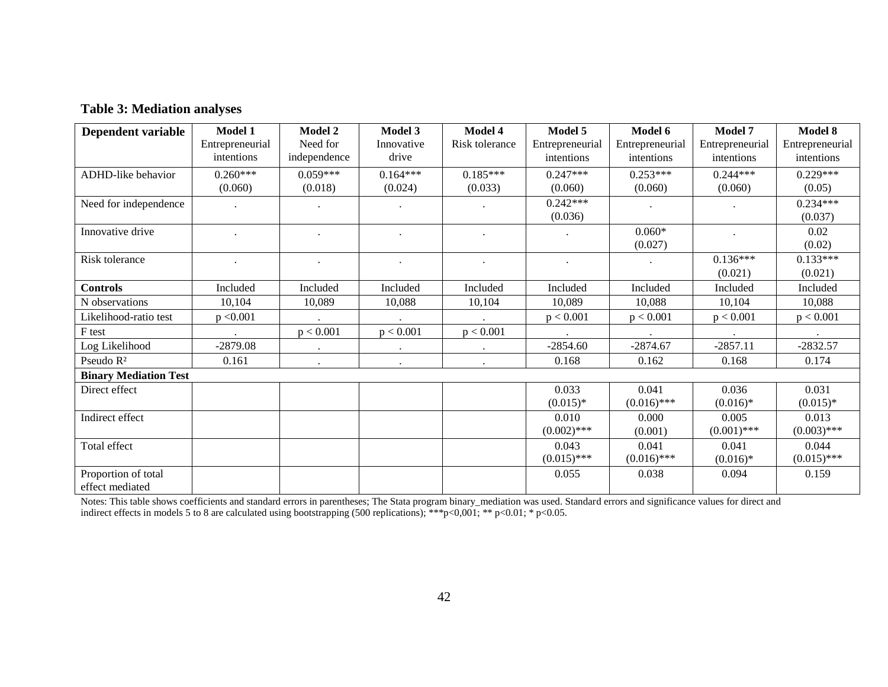### Table 3: Mediation analyses

| Dependent variable | Model 1 Entrepreneurial intentions | Model 2 Need for independence | Model 3 Innovative drive | Model 4 Risk tolerance | Model 5 Entrepreneurial intentions | Model 6 Entrepreneurial intentions | Model 7 Entrepreneurial intentions | Model 8 Entrepreneurial intentions |
|---|---|---|---|---|---|---|---|---|
| ADHD-like behavior | 0.260*** (0.060) | 0.059*** (0.018) | 0.164*** (0.024) | 0.185*** (0.033) | 0.247*** (0.060) | 0.253*** (0.060) | 0.244*** (0.060) | 0.229*** (0.05) |
| Need for independence | . | . | . | . | 0.242*** (0.036) | . | . | 0.234*** (0.037) |
| Innovative drive | . | . | . | . | . | 0.060* (0.027) | . | 0.02 (0.02) |
| Risk tolerance | . | . | . | . | . | . | 0.136*** (0.021) | 0.133*** (0.021) |
| **Controls** | Included | Included | Included | Included | Included | Included | Included | Included |
| N observations | 10,104 | 10,089 | 10,088 | 10,104 | 10,089 | 10,088 | 10,104 | 10,088 |
| Likelihood-ratio test | $p < 0.001$ | . | . | . | $p < 0.001$ | $p < 0.001$ | $p < 0.001$ | $p < 0.001$ |
| F test | . | $p < 0.001$ | $p < 0.001$ | $p < 0.001$ | . | . | . | . |
| Log Likelihood | -2879.08 | . | . | . | -2854.60 | -2874.67 | -2857.11 | -2832.57 |
| Pseudo $R^2$ | 0.161 | . | . | . | 0.168 | 0.162 | 0.168 | 0.174 |
| **Binary Mediation Test** | | | | | | | | |
| Direct effect | | | | | 0.033 (0.015)* | 0.041 (0.016)*** | 0.036 (0.016)* | 0.031 (0.015)* |
| Indirect effect | | | | | 0.010 (0.002)*** | 0.000 (0.001) | 0.005 (0.001)*** | 0.013 (0.003)*** |
| Total effect | | | | | 0.043 (0.015)*** | 0.041 (0.016)*** | 0.041 (0.016)* | 0.044 (0.015)*** |
| Proportion of total effect mediated | | | | | 0.055 | 0.038 | 0.094 | 0.159 |

Notes: This table shows coefficients and standard errors in parentheses; The Stata program binary_mediation was used. Standard errors and significance values for direct and indirect effects in models 5 to 8 are calculated using bootstrapping (500 replications); ***p<0,001; ** p<0.01; * p<0.05.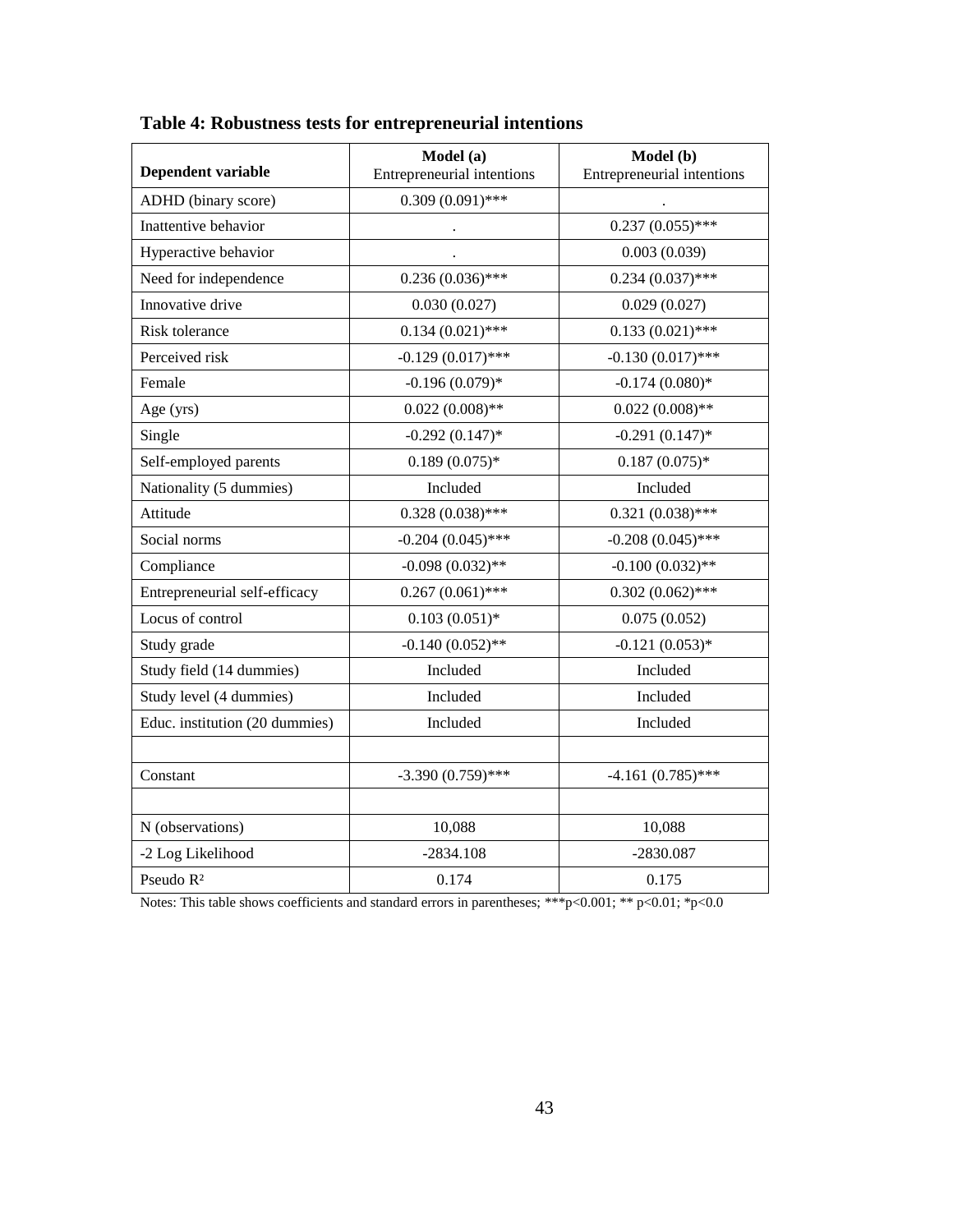**Table 4: Robustness tests for entrepreneurial intentions**

| Dependent variable | Model (a) Entrepreneurial intentions | Model (b) Entrepreneurial intentions |
|---|---|---|
| ADHD (binary score) | 0.309 (0.091)*** | . |
| Inattentive behavior | . | 0.237 (0.055)*** |
| Hyperactive behavior | . | 0.003 (0.039) |
| Need for independence | 0.236 (0.036)*** | 0.234 (0.037)*** |
| Innovative drive | 0.030 (0.027) | 0.029 (0.027) |
| Risk tolerance | 0.134 (0.021)*** | 0.133 (0.021)*** |
| Perceived risk | -0.129 (0.017)*** | -0.130 (0.017)*** |
| Female | -0.196 (0.079)* | -0.174 (0.080)* |
| Age (yrs) | 0.022 (0.008)** | 0.022 (0.008)** |
| Single | -0.292 (0.147)* | -0.291 (0.147)* |
| Self-employed parents | 0.189 (0.075)* | 0.187 (0.075)* |
| Nationality (5 dummies) | Included | Included |
| Attitude | 0.328 (0.038)*** | 0.321 (0.038)*** |
| Social norms | -0.204 (0.045)*** | -0.208 (0.045)*** |
| Compliance | -0.098 (0.032)** | -0.100 (0.032)** |
| Entrepreneurial self-efficacy | 0.267 (0.061)*** | 0.302 (0.062)*** |
| Locus of control | 0.103 (0.051)* | 0.075 (0.052) |
| Study grade | -0.140 (0.052)** | -0.121 (0.053)* |
| Study field (14 dummies) | Included | Included |
| Study level (4 dummies) | Included | Included |
| Educ. institution (20 dummies) | Included | Included |
| | | |
| Constant | -3.390 (0.759)*** | -4.161 (0.785)*** |
| | | |
| N (observations) | 10,088 | 10,088 |
| -2 Log Likelihood | -2834.108 | -2830.087 |
| Pseudo $R^2$ | 0.174 | 0.175 |

Notes: This table shows coefficients and standard errors in parentheses; ***p<0.001; ** p<0.01; *p<0.0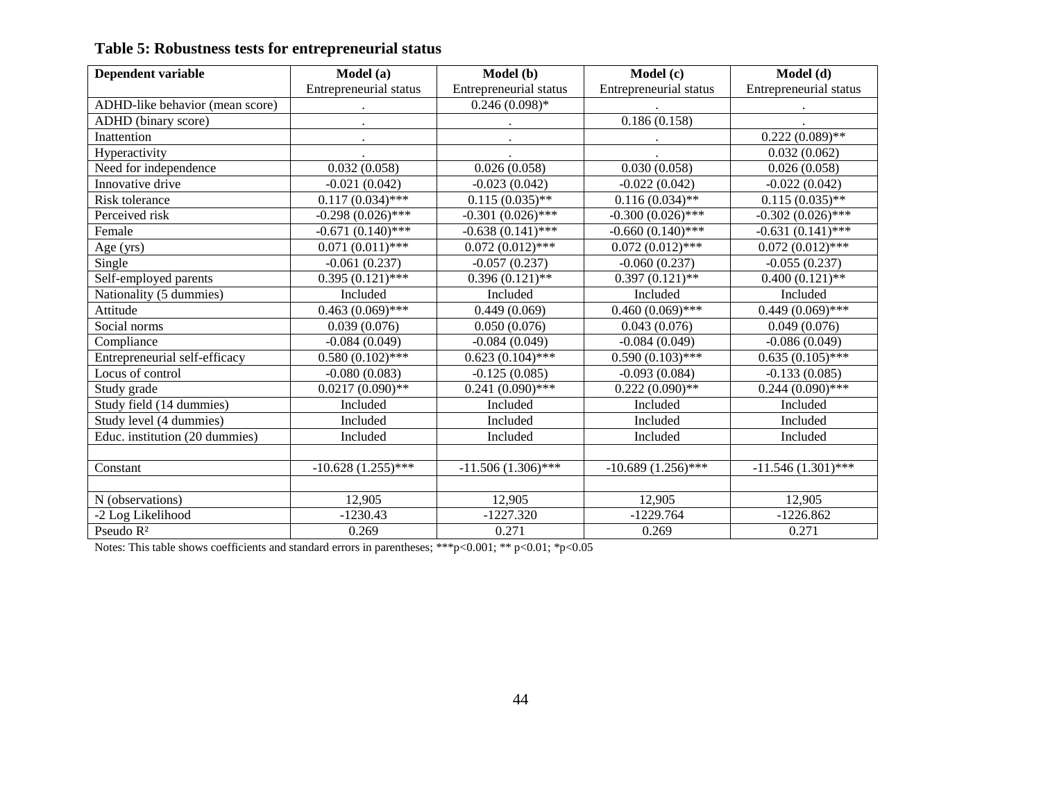**Table 5: Robustness tests for entrepreneurial status**

| Dependent variable | Model (a) | Model (b) | Model (c) | Model (d) |
|---|---|---|---|---|
| | Entrepreneurial status | Entrepreneurial status | Entrepreneurial status | Entrepreneurial status |
| ADHD-like behavior (mean score) | . | 0.246 (0.098)* | . | . |
| ADHD (binary score) | . | . | 0.186 (0.158) | . |
| Inattention | . | . | . | 0.222 (0.089)** |
| Hyperactivity | . | . | . | 0.032 (0.062) |
| Need for independence | 0.032 (0.058) | 0.026 (0.058) | 0.030 (0.058) | 0.026 (0.058) |
| Innovative drive | -0.021 (0.042) | -0.023 (0.042) | -0.022 (0.042) | -0.022 (0.042) |
| Risk tolerance | 0.117 (0.034)*** | 0.115 (0.035)** | 0.116 (0.034)** | 0.115 (0.035)** |
| Perceived risk | -0.298 (0.026)*** | -0.301 (0.026)*** | -0.300 (0.026)*** | -0.302 (0.026)*** |
| Female | -0.671 (0.140)*** | -0.638 (0.141)*** | -0.660 (0.140)*** | -0.631 (0.141)*** |
| Age (yrs) | 0.071 (0.011)*** | 0.072 (0.012)*** | 0.072 (0.012)*** | 0.072 (0.012)*** |
| Single | -0.061 (0.237) | -0.057 (0.237) | -0.060 (0.237) | -0.055 (0.237) |
| Self-employed parents | 0.395 (0.121)*** | 0.396 (0.121)** | 0.397 (0.121)** | 0.400 (0.121)** |
| Nationality (5 dummies) | Included | Included | Included | Included |
| Attitude | 0.463 (0.069)*** | 0.449 (0.069) | 0.460 (0.069)*** | 0.449 (0.069)*** |
| Social norms | 0.039 (0.076) | 0.050 (0.076) | 0.043 (0.076) | 0.049 (0.076) |
| Compliance | -0.084 (0.049) | -0.084 (0.049) | -0.084 (0.049) | -0.086 (0.049) |
| Entrepreneurial self-efficacy | 0.580 (0.102)*** | 0.623 (0.104)*** | 0.590 (0.103)*** | 0.635 (0.105)*** |
| Locus of control | -0.080 (0.083) | -0.125 (0.085) | -0.093 (0.084) | -0.133 (0.085) |
| Study grade | 0.0217 (0.090)** | 0.241 (0.090)*** | 0.222 (0.090)** | 0.244 (0.090)*** |
| Study field (14 dummies) | Included | Included | Included | Included |
| Study level (4 dummies) | Included | Included | Included | Included |
| Educ. institution (20 dummies) | Included | Included | Included | Included |
| | | | | |
| Constant | -10.628 (1.255)*** | -11.506 (1.306)*** | -10.689 (1.256)*** | -11.546 (1.301)*** |
| | | | | |
| N (observations) | 12,905 | 12,905 | 12,905 | 12,905 |
| -2 Log Likelihood | -1230.43 | -1227.320 | -1229.764 | -1226.862 |
| Pseudo $R^2$ | 0.269 | 0.271 | 0.269 | 0.271 |

Notes: This table shows coefficients and standard errors in parentheses; ***p<0.001; ** p<0.01; *p<0.05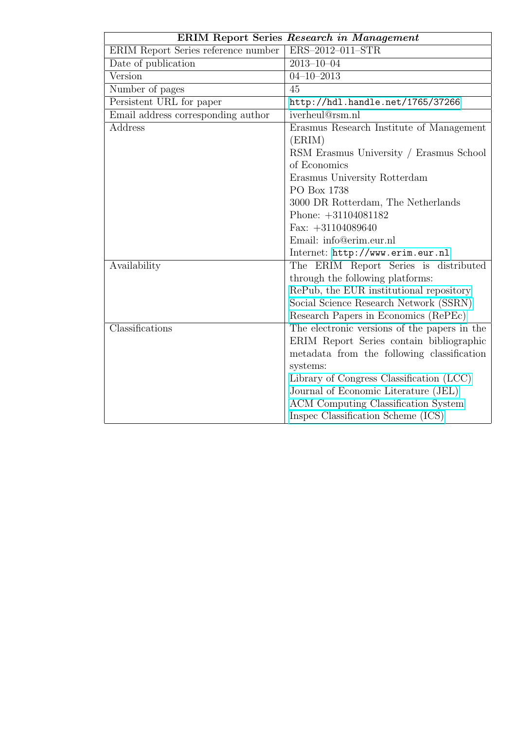| ERIM Report Series *Research in Management* | |
|---|---|
| ERIM Report Series reference number | ERS–2012–011–STR |
| Date of publication | 2013–10–04 |
| Version | 04–10–2013 |
| Number of pages | 45 |
| Persistent URL for paper | http://hdl.handle.net/1765/37266 |
| Email address corresponding author | iverheul@rsm.nl |
| Address | Erasmus Research Institute of Management (ERIM)<br>RSM Erasmus University / Erasmus School of Economics<br>Erasmus University Rotterdam<br>PO Box 1738<br>3000 DR Rotterdam, The Netherlands<br>Phone: +31104081182<br>Fax: +31104089640<br>Email: info@erim.eur.nl<br>Internet: http://www.erim.eur.nl |
| Availability | The ERIM Report Series is distributed through the following platforms:<br>RePub, the EUR institutional repository<br>Social Science Research Network (SSRN)<br>Research Papers in Economics (RePEc) |
| Classifications | The electronic versions of the papers in the ERIM Report Series contain bibliographic metadata from the following classification systems:<br>Library of Congress Classification (LCC)<br>Journal of Economic Literature (JEL)<br>ACM Computing Classification System<br>Inspec Classification Scheme (ICS) |